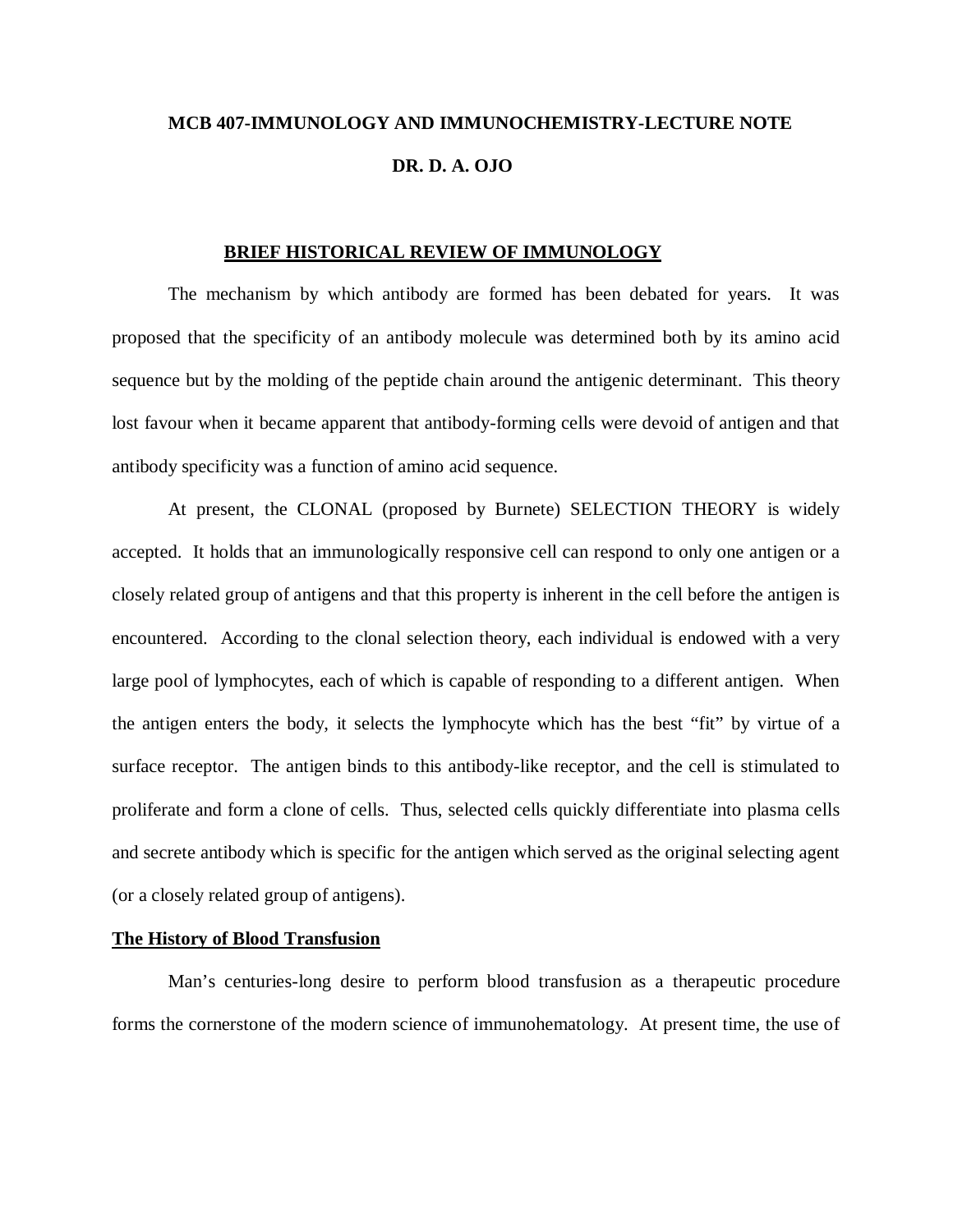# MCB 407-IMMUNOLOGY AND IMMUNOCHEMISTRY-LECTURE NOTE

## DR. D. A. OJO

## BRIEF HISTORICAL REVIEW OF IMMUNOLOGY

The mechanism by which antibody are formed has been debated for years. It was proposed that the specificity of an antibody molecule was determined both by its amino acid sequence but by the molding of the peptide chain around the antigenic determinant. This theory lost favour when it became apparent that antibody-forming cells were devoid of antigen and that antibody specificity was a function of amino acid sequence.

At present, the CLONAL (proposed by Burnete) SELECTION THEORY is widely accepted. It holds that an immunologically responsive cell can respond to only one antigen or a closely related group of antigens and that this property is inherent in the cell before the antigen is encountered. According to the clonal selection theory, each individual is endowed with a very large pool of lymphocytes, each of which is capable of responding to a different antigen. When the antigen enters the body, it selects the lymphocyte which has the best "fit" by virtue of a surface receptor. The antigen binds to this antibody-like receptor, and the cell is stimulated to proliferate and form a clone of cells. Thus, selected cells quickly differentiate into plasma cells and secrete antibody which is specific for the antigen which served as the original selecting agent (or a closely related group of antigens).

### The History of Blood Transfusion

Man's centuries-long desire to perform blood transfusion as a therapeutic procedure forms the cornerstone of the modern science of immunohematology. At present time, the use of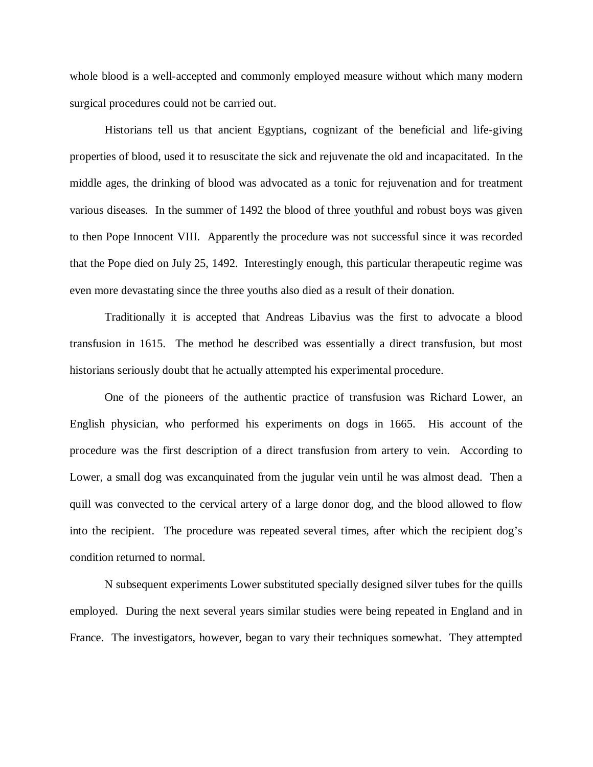whole blood is a well-accepted and commonly employed measure without which many modern surgical procedures could not be carried out.

Historians tell us that ancient Egyptians, cognizant of the beneficial and life-giving properties of blood, used it to resuscitate the sick and rejuvenate the old and incapacitated. In the middle ages, the drinking of blood was advocated as a tonic for rejuvenation and for treatment various diseases. In the summer of 1492 the blood of three youthful and robust boys was given to then Pope Innocent VIII. Apparently the procedure was not successful since it was recorded that the Pope died on July 25, 1492. Interestingly enough, this particular therapeutic regime was even more devastating since the three youths also died as a result of their donation.

Traditionally it is accepted that Andreas Libavius was the first to advocate a blood transfusion in 1615. The method he described was essentially a direct transfusion, but most historians seriously doubt that he actually attempted his experimental procedure.

One of the pioneers of the authentic practice of transfusion was Richard Lower, an English physician, who performed his experiments on dogs in 1665. His account of the procedure was the first description of a direct transfusion from artery to vein. According to Lower, a small dog was excanquinated from the jugular vein until he was almost dead. Then a quill was convected to the cervical artery of a large donor dog, and the blood allowed to flow into the recipient. The procedure was repeated several times, after which the recipient dog's condition returned to normal.

N subsequent experiments Lower substituted specially designed silver tubes for the quills employed. During the next several years similar studies were being repeated in England and in France. The investigators, however, began to vary their techniques somewhat. They attempted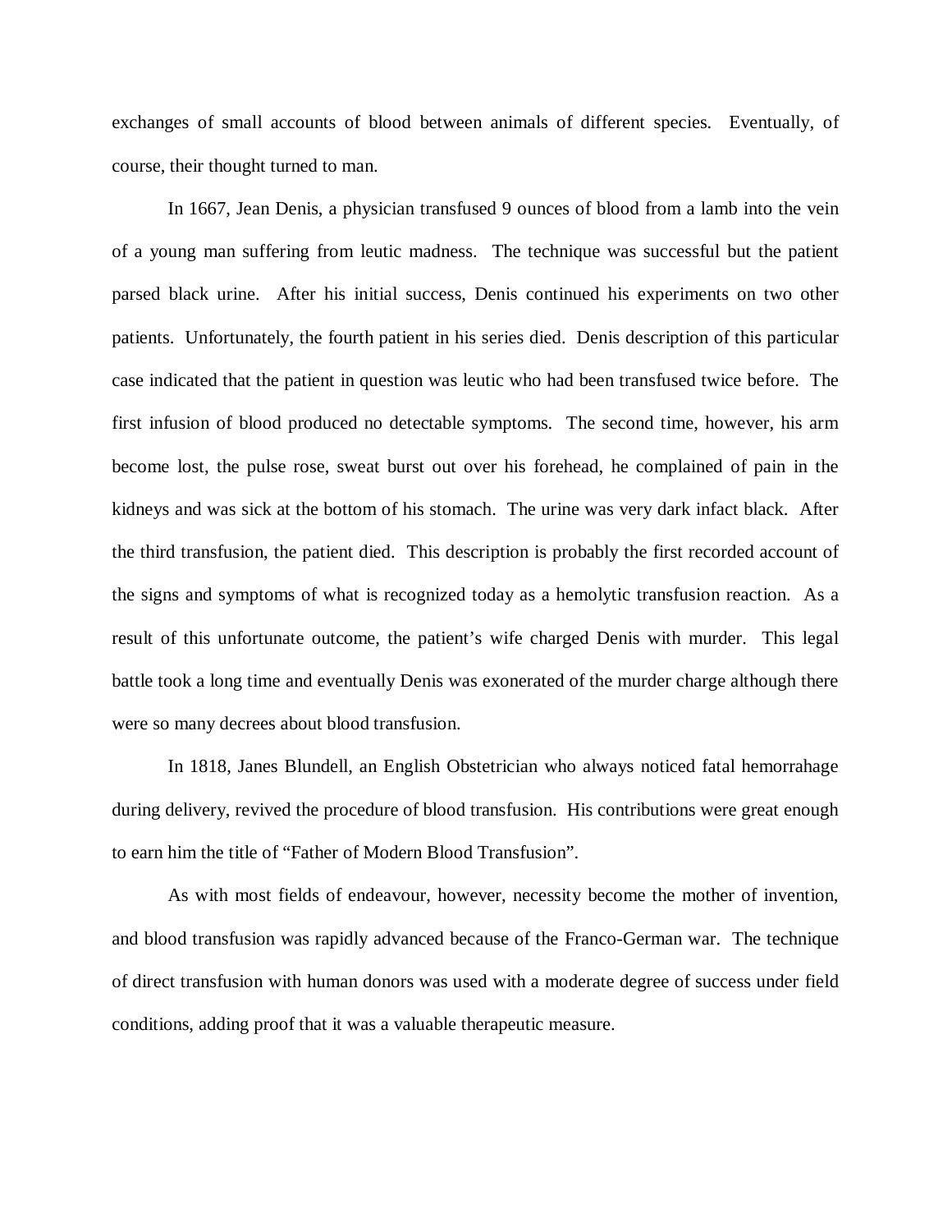exchanges of small accounts of blood between animals of different species. Eventually, of course, their thought turned to man.

In 1667, Jean Denis, a physician transfused 9 ounces of blood from a lamb into the vein of a young man suffering from leutic madness. The technique was successful but the patient parsed black urine. After his initial success, Denis continued his experiments on two other patients. Unfortunately, the fourth patient in his series died. Denis description of this particular case indicated that the patient in question was leutic who had been transfused twice before. The first infusion of blood produced no detectable symptoms. The second time, however, his arm become lost, the pulse rose, sweat burst out over his forehead, he complained of pain in the kidneys and was sick at the bottom of his stomach. The urine was very dark infact black. After the third transfusion, the patient died. This description is probably the first recorded account of the signs and symptoms of what is recognized today as a hemolytic transfusion reaction. As a result of this unfortunate outcome, the patient's wife charged Denis with murder. This legal battle took a long time and eventually Denis was exonerated of the murder charge although there were so many decrees about blood transfusion.

In 1818, Janes Blundell, an English Obstetrician who always noticed fatal hemorrahage during delivery, revived the procedure of blood transfusion. His contributions were great enough to earn him the title of "Father of Modern Blood Transfusion".

As with most fields of endeavour, however, necessity become the mother of invention, and blood transfusion was rapidly advanced because of the Franco-German war. The technique of direct transfusion with human donors was used with a moderate degree of success under field conditions, adding proof that it was a valuable therapeutic measure.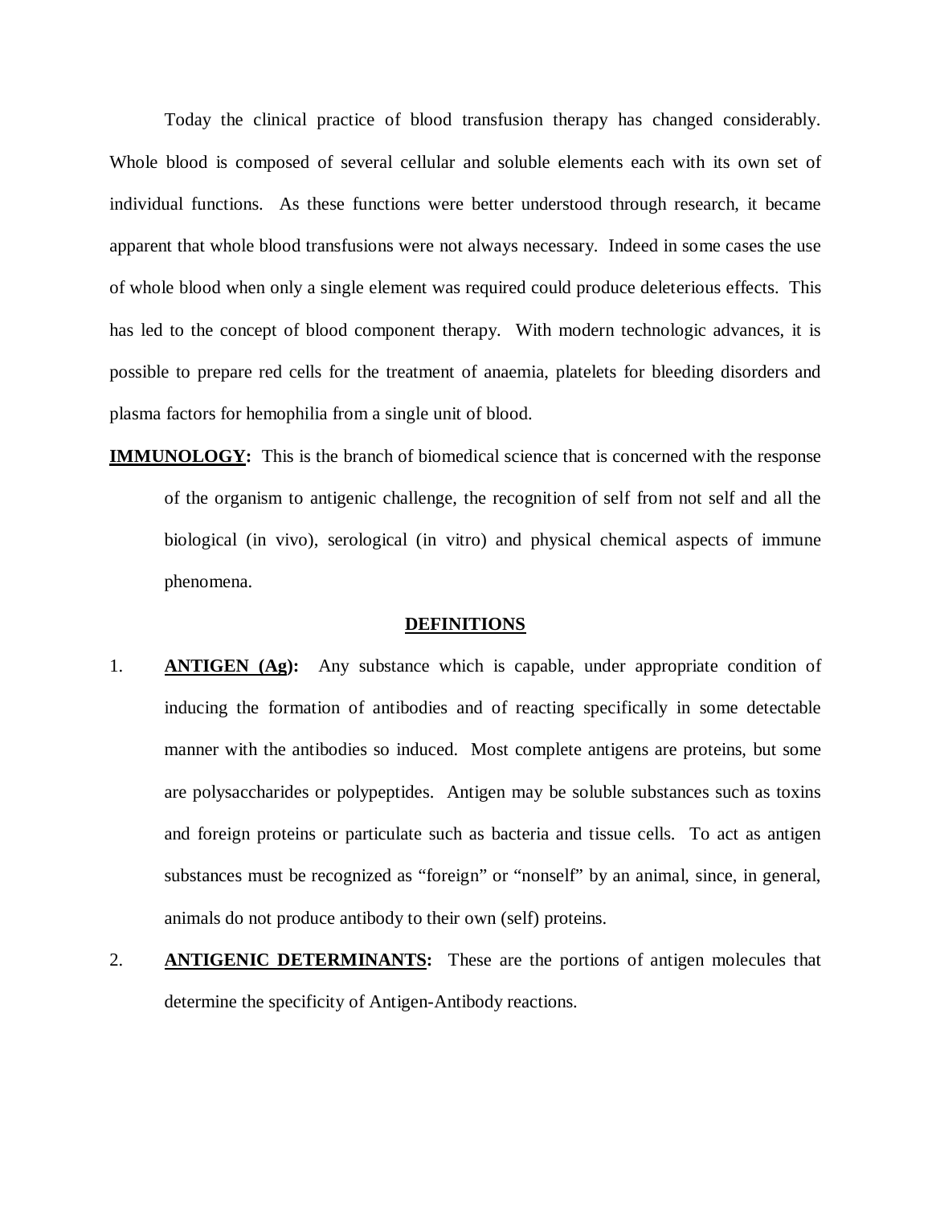Today the clinical practice of blood transfusion therapy has changed considerably. Whole blood is composed of several cellular and soluble elements each with its own set of individual functions. As these functions were better understood through research, it became apparent that whole blood transfusions were not always necessary. Indeed in some cases the use of whole blood when only a single element was required could produce deleterious effects. This has led to the concept of blood component therapy. With modern technologic advances, it is possible to prepare red cells for the treatment of anaemia, platelets for bleeding disorders and plasma factors for hemophilia from a single unit of blood.

**IMMUNOLOGY:** This is the branch of biomedical science that is concerned with the response of the organism to antigenic challenge, the recognition of self from not self and all the biological (in vivo), serological (in vitro) and physical chemical aspects of immune phenomena.

## DEFINITIONS

1. **ANTIGEN (Ag):** Any substance which is capable, under appropriate condition of inducing the formation of antibodies and of reacting specifically in some detectable manner with the antibodies so induced. Most complete antigens are proteins, but some are polysaccharides or polypeptides. Antigen may be soluble substances such as toxins and foreign proteins or particulate such as bacteria and tissue cells. To act as antigen substances must be recognized as "foreign" or "nonself" by an animal, since, in general, animals do not produce antibody to their own (self) proteins.

2. **ANTIGENIC DETERMINANTS:** These are the portions of antigen molecules that determine the specificity of Antigen-Antibody reactions.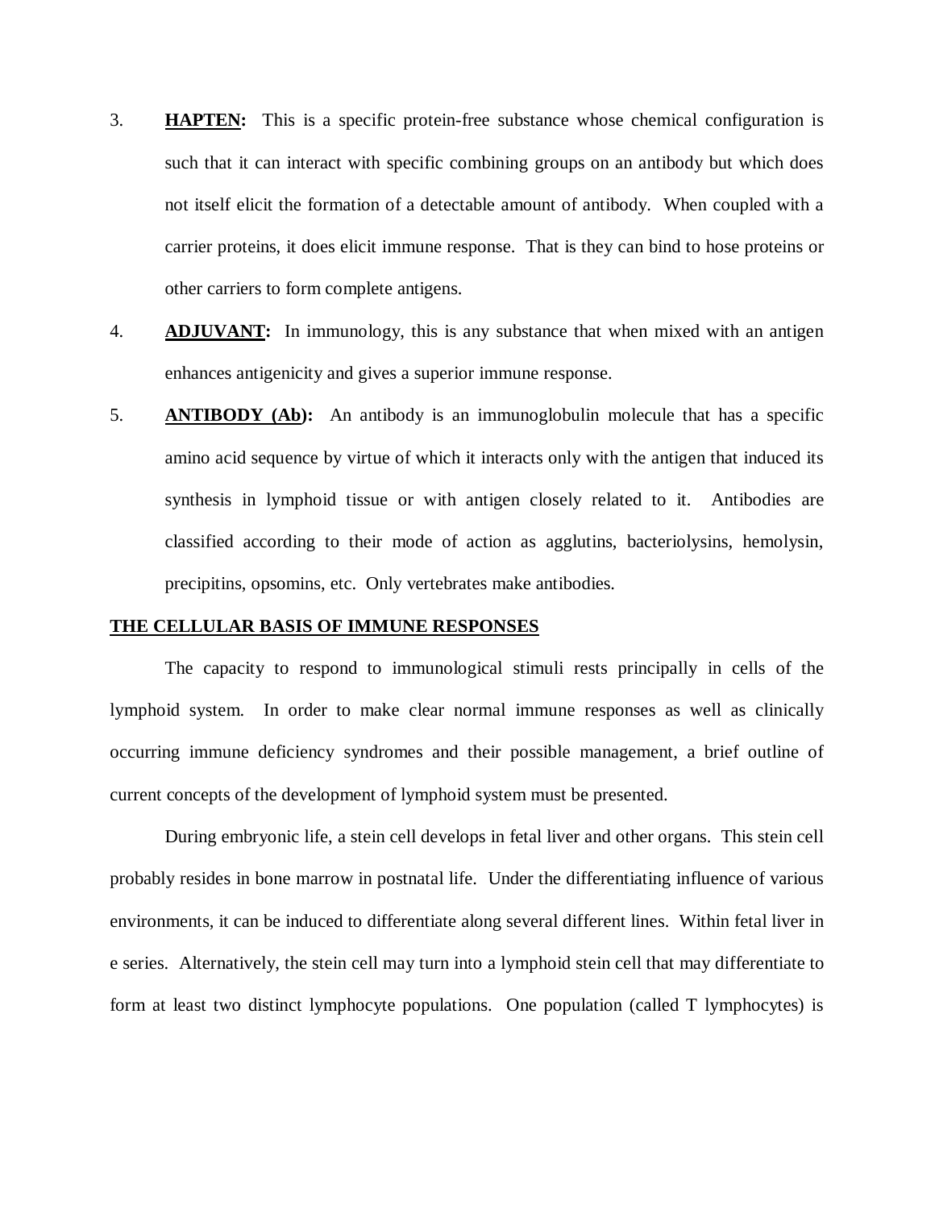3. **HAPTEN:** This is a specific protein-free substance whose chemical configuration is such that it can interact with specific combining groups on an antibody but which does not itself elicit the formation of a detectable amount of antibody. When coupled with a carrier proteins, it does elicit immune response. That is they can bind to hose proteins or other carriers to form complete antigens.

4. **ADJUVANT:** In immunology, this is any substance that when mixed with an antigen enhances antigenicity and gives a superior immune response.

5. **ANTIBODY (Ab):** An antibody is an immunoglobulin molecule that has a specific amino acid sequence by virtue of which it interacts only with the antigen that induced its synthesis in lymphoid tissue or with antigen closely related to it. Antibodies are classified according to their mode of action as agglutins, bacteriolysins, hemolysin, precipitins, opsomins, etc. Only vertebrates make antibodies.

## THE CELLULAR BASIS OF IMMUNE RESPONSES

The capacity to respond to immunological stimuli rests principally in cells of the lymphoid system. In order to make clear normal immune responses as well as clinically occurring immune deficiency syndromes and their possible management, a brief outline of current concepts of the development of lymphoid system must be presented.

During embryonic life, a stein cell develops in fetal liver and other organs. This stein cell probably resides in bone marrow in postnatal life. Under the differentiating influence of various environments, it can be induced to differentiate along several different lines. Within fetal liver in e series. Alternatively, the stein cell may turn into a lymphoid stein cell that may differentiate to form at least two distinct lymphocyte populations. One population (called T lymphocytes) is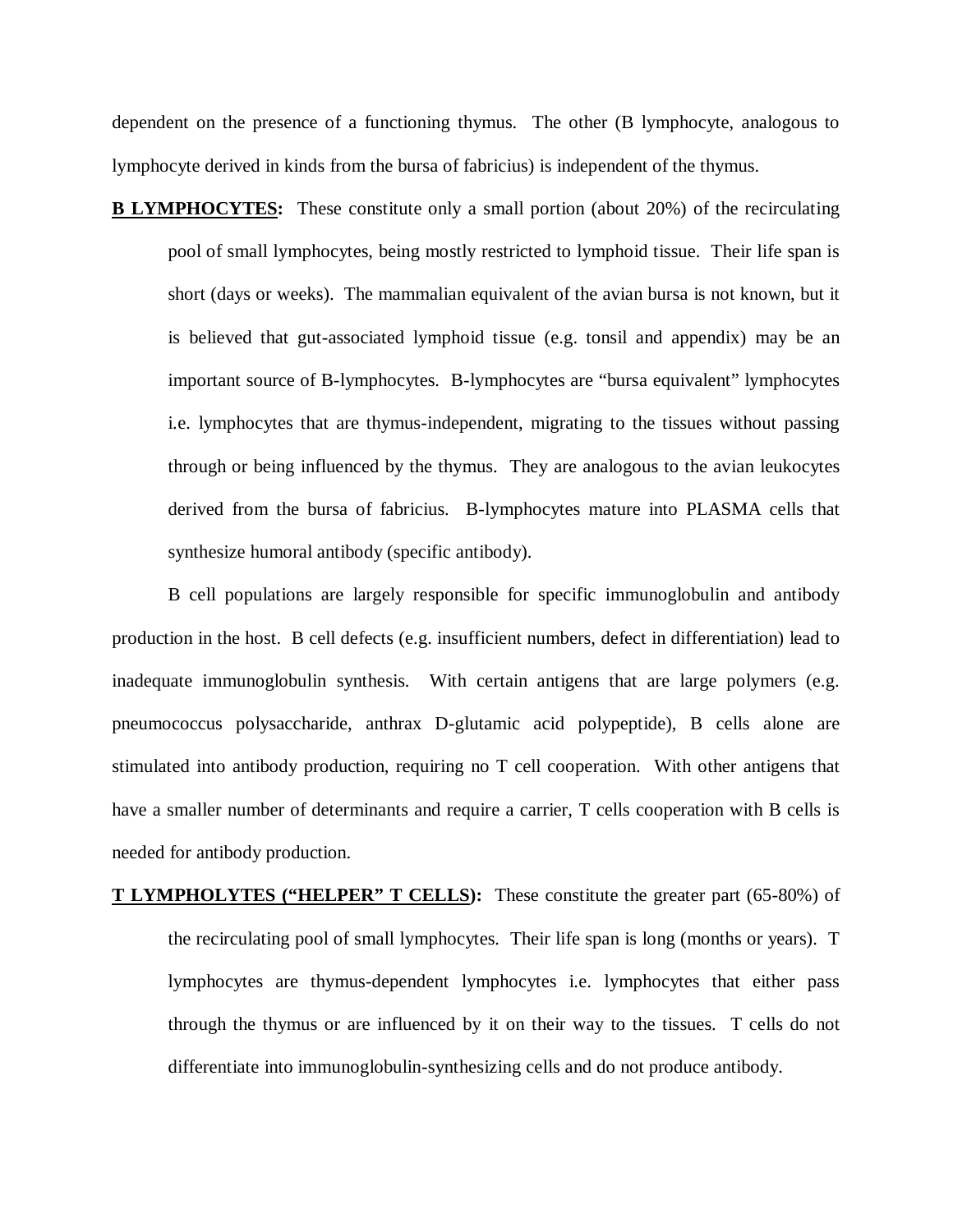dependent on the presence of a functioning thymus. The other (B lymphocyte, analogous to lymphocyte derived in kinds from the bursa of fabricius) is independent of the thymus.

**<u>B LYMPHOCYTES</u>:** These constitute only a small portion (about 20%) of the recirculating pool of small lymphocytes, being mostly restricted to lymphoid tissue. Their life span is short (days or weeks). The mammalian equivalent of the avian bursa is not known, but it is believed that gut-associated lymphoid tissue (e.g. tonsil and appendix) may be an important source of B-lymphocytes. B-lymphocytes are "bursa equivalent" lymphocytes i.e. lymphocytes that are thymus-independent, migrating to the tissues without passing through or being influenced by the thymus. They are analogous to the avian leukocytes derived from the bursa of fabricius. B-lymphocytes mature into PLASMA cells that synthesize humoral antibody (specific antibody).

B cell populations are largely responsible for specific immunoglobulin and antibody production in the host. B cell defects (e.g. insufficient numbers, defect in differentiation) lead to inadequate immunoglobulin synthesis. With certain antigens that are large polymers (e.g. pneumococcus polysaccharide, anthrax D-glutamic acid polypeptide), B cells alone are stimulated into antibody production, requiring no T cell cooperation. With other antigens that have a smaller number of determinants and require a carrier, T cells cooperation with B cells is needed for antibody production.

**<u>T LYMPHOLYTES ("HELPER" T CELLS)</u>:** These constitute the greater part (65-80%) of the recirculating pool of small lymphocytes. Their life span is long (months or years). T lymphocytes are thymus-dependent lymphocytes i.e. lymphocytes that either pass through the thymus or are influenced by it on their way to the tissues. T cells do not differentiate into immunoglobulin-synthesizing cells and do not produce antibody.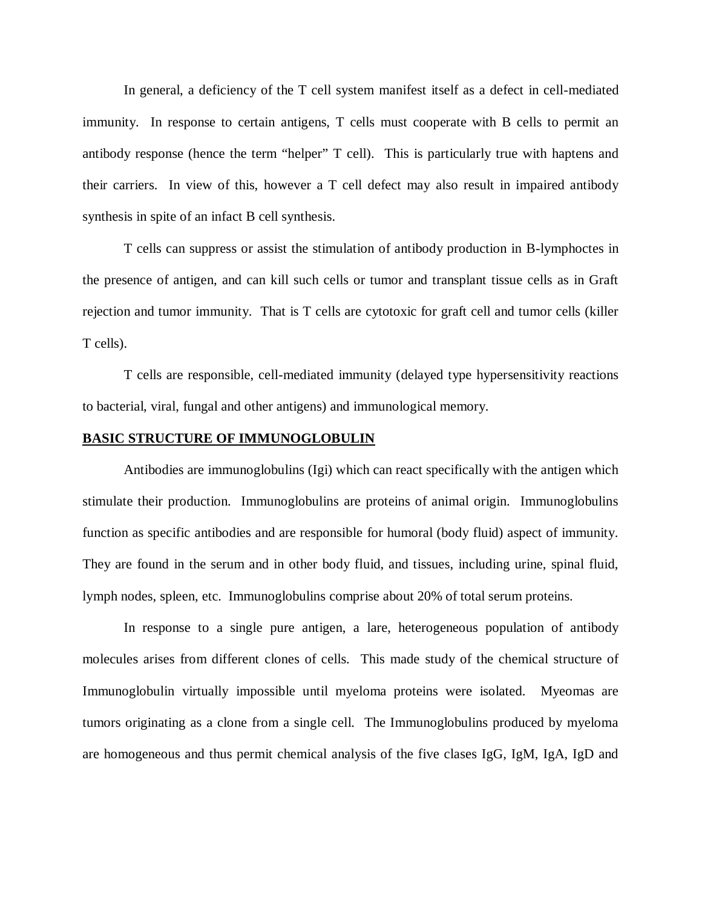In general, a deficiency of the T cell system manifest itself as a defect in cell-mediated immunity. In response to certain antigens, T cells must cooperate with B cells to permit an antibody response (hence the term "helper" T cell). This is particularly true with haptens and their carriers. In view of this, however a T cell defect may also result in impaired antibody synthesis in spite of an infact B cell synthesis.

T cells can suppress or assist the stimulation of antibody production in B-lymphoctes in the presence of antigen, and can kill such cells or tumor and transplant tissue cells as in Graft rejection and tumor immunity. That is T cells are cytotoxic for graft cell and tumor cells (killer T cells).

T cells are responsible, cell-mediated immunity (delayed type hypersensitivity reactions to bacterial, viral, fungal and other antigens) and immunological memory.

## BASIC STRUCTURE OF IMMUNOGLOBULIN

Antibodies are immunoglobulins (Igi) which can react specifically with the antigen which stimulate their production. Immunoglobulins are proteins of animal origin. Immunoglobulins function as specific antibodies and are responsible for humoral (body fluid) aspect of immunity. They are found in the serum and in other body fluid, and tissues, including urine, spinal fluid, lymph nodes, spleen, etc. Immunoglobulins comprise about 20% of total serum proteins.

In response to a single pure antigen, a lare, heterogeneous population of antibody molecules arises from different clones of cells. This made study of the chemical structure of Immunoglobulin virtually impossible until myeloma proteins were isolated. Myeomas are tumors originating as a clone from a single cell. The Immunoglobulins produced by myeloma are homogeneous and thus permit chemical analysis of the five clases IgG, IgM, IgA, IgD and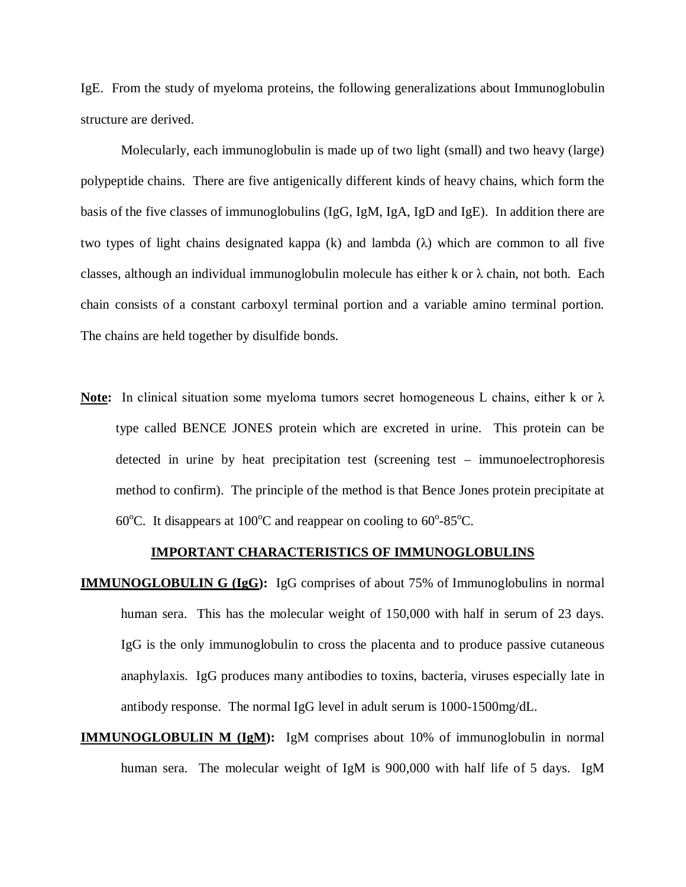IgE. From the study of myeloma proteins, the following generalizations about Immunoglobulin structure are derived.

Molecularly, each immunoglobulin is made up of two light (small) and two heavy (large) polypeptide chains. There are five antigenically different kinds of heavy chains, which form the basis of the five classes of immunoglobulins (IgG, IgM, IgA, IgD and IgE). In addition there are two types of light chains designated kappa (k) and lambda (λ) which are common to all five classes, although an individual immunoglobulin molecule has either k or λ chain, not both. Each chain consists of a constant carboxyl terminal portion and a variable amino terminal portion. The chains are held together by disulfide bonds.

**Note:** In clinical situation some myeloma tumors secret homogeneous L chains, either k or λ type called BENCE JONES protein which are excreted in urine. This protein can be detected in urine by heat precipitation test (screening test – immunoelectrophoresis method to confirm). The principle of the method is that Bence Jones protein precipitate at 60$^{o}$C. It disappears at 100$^{o}$C and reappear on cooling to 60$^{o}$-85$^{o}$C.

## IMPORTANT CHARACTERISTICS OF IMMUNOGLOBULINS

**IMMUNOGLOBULIN G (IgG):** IgG comprises of about 75% of Immunoglobulins in normal human sera. This has the molecular weight of 150,000 with half in serum of 23 days. IgG is the only immunoglobulin to cross the placenta and to produce passive cutaneous anaphylaxis. IgG produces many antibodies to toxins, bacteria, viruses especially late in antibody response. The normal IgG level in adult serum is 1000-1500mg/dL.

**IMMUNOGLOBULIN M (IgM):** IgM comprises about 10% of immunoglobulin in normal human sera. The molecular weight of IgM is 900,000 with half life of 5 days. IgM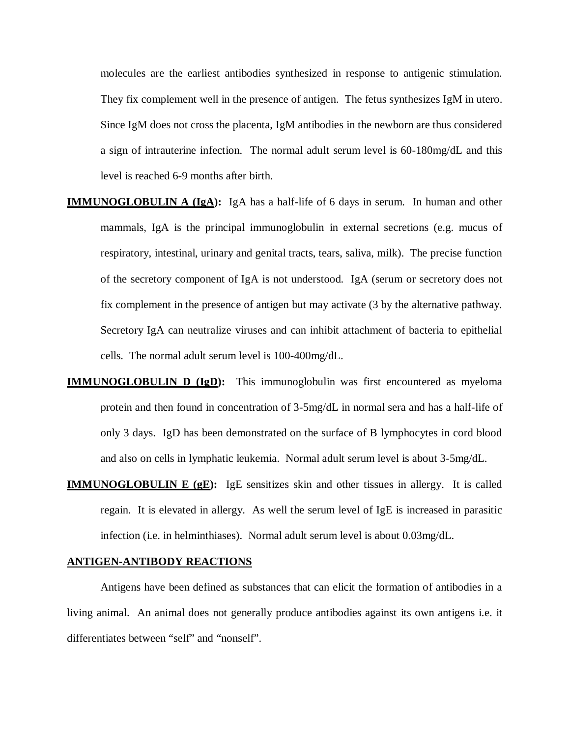molecules are the earliest antibodies synthesized in response to antigenic stimulation. They fix complement well in the presence of antigen. The fetus synthesizes IgM in utero. Since IgM does not cross the placenta, IgM antibodies in the newborn are thus considered a sign of intrauterine infection. The normal adult serum level is 60-180mg/dL and this level is reached 6-9 months after birth.

**IMMUNOGLOBULIN A (IgA):** IgA has a half-life of 6 days in serum. In human and other mammals, IgA is the principal immunoglobulin in external secretions (e.g. mucus of respiratory, intestinal, urinary and genital tracts, tears, saliva, milk). The precise function of the secretory component of IgA is not understood. IgA (serum or secretory does not fix complement in the presence of antigen but may activate (3 by the alternative pathway. Secretory IgA can neutralize viruses and can inhibit attachment of bacteria to epithelial cells. The normal adult serum level is 100-400mg/dL.

**IMMUNOGLOBULIN D (IgD):** This immunoglobulin was first encountered as myeloma protein and then found in concentration of 3-5mg/dL in normal sera and has a half-life of only 3 days. IgD has been demonstrated on the surface of B lymphocytes in cord blood and also on cells in lymphatic leukemia. Normal adult serum level is about 3-5mg/dL.

**IMMUNOGLOBULIN E (gE):** IgE sensitizes skin and other tissues in allergy. It is called regain. It is elevated in allergy. As well the serum level of IgE is increased in parasitic infection (i.e. in helminthiases). Normal adult serum level is about 0.03mg/dL.

## ANTIGEN-ANTIBODY REACTIONS

Antigens have been defined as substances that can elicit the formation of antibodies in a living animal. An animal does not generally produce antibodies against its own antigens i.e. it differentiates between "self" and "nonself".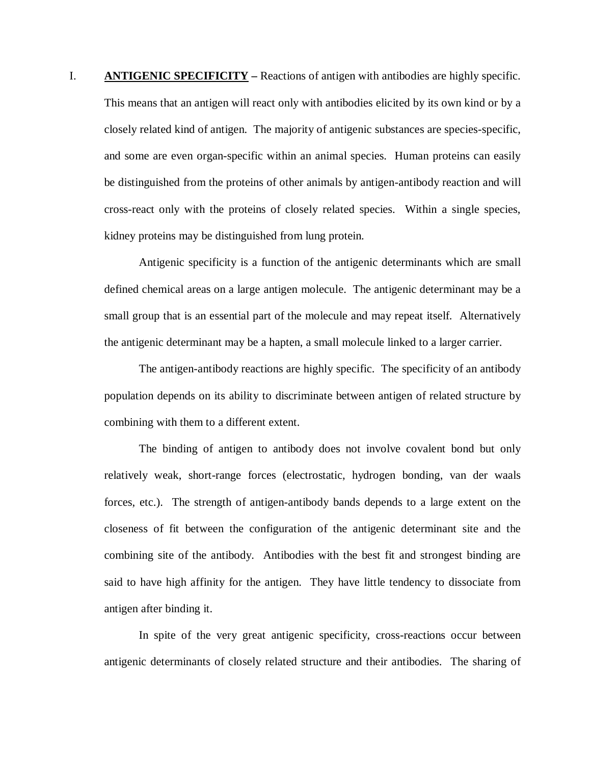I. **<u>ANTIGENIC SPECIFICITY</u> –** Reactions of antigen with antibodies are highly specific. This means that an antigen will react only with antibodies elicited by its own kind or by a closely related kind of antigen. The majority of antigenic substances are species-specific, and some are even organ-specific within an animal species. Human proteins can easily be distinguished from the proteins of other animals by antigen-antibody reaction and will cross-react only with the proteins of closely related species. Within a single species, kidney proteins may be distinguished from lung protein.

Antigenic specificity is a function of the antigenic determinants which are small defined chemical areas on a large antigen molecule. The antigenic determinant may be a small group that is an essential part of the molecule and may repeat itself. Alternatively the antigenic determinant may be a hapten, a small molecule linked to a larger carrier.

The antigen-antibody reactions are highly specific. The specificity of an antibody population depends on its ability to discriminate between antigen of related structure by combining with them to a different extent.

The binding of antigen to antibody does not involve covalent bond but only relatively weak, short-range forces (electrostatic, hydrogen bonding, van der waals forces, etc.). The strength of antigen-antibody bands depends to a large extent on the closeness of fit between the configuration of the antigenic determinant site and the combining site of the antibody. Antibodies with the best fit and strongest binding are said to have high affinity for the antigen. They have little tendency to dissociate from antigen after binding it.

In spite of the very great antigenic specificity, cross-reactions occur between antigenic determinants of closely related structure and their antibodies. The sharing of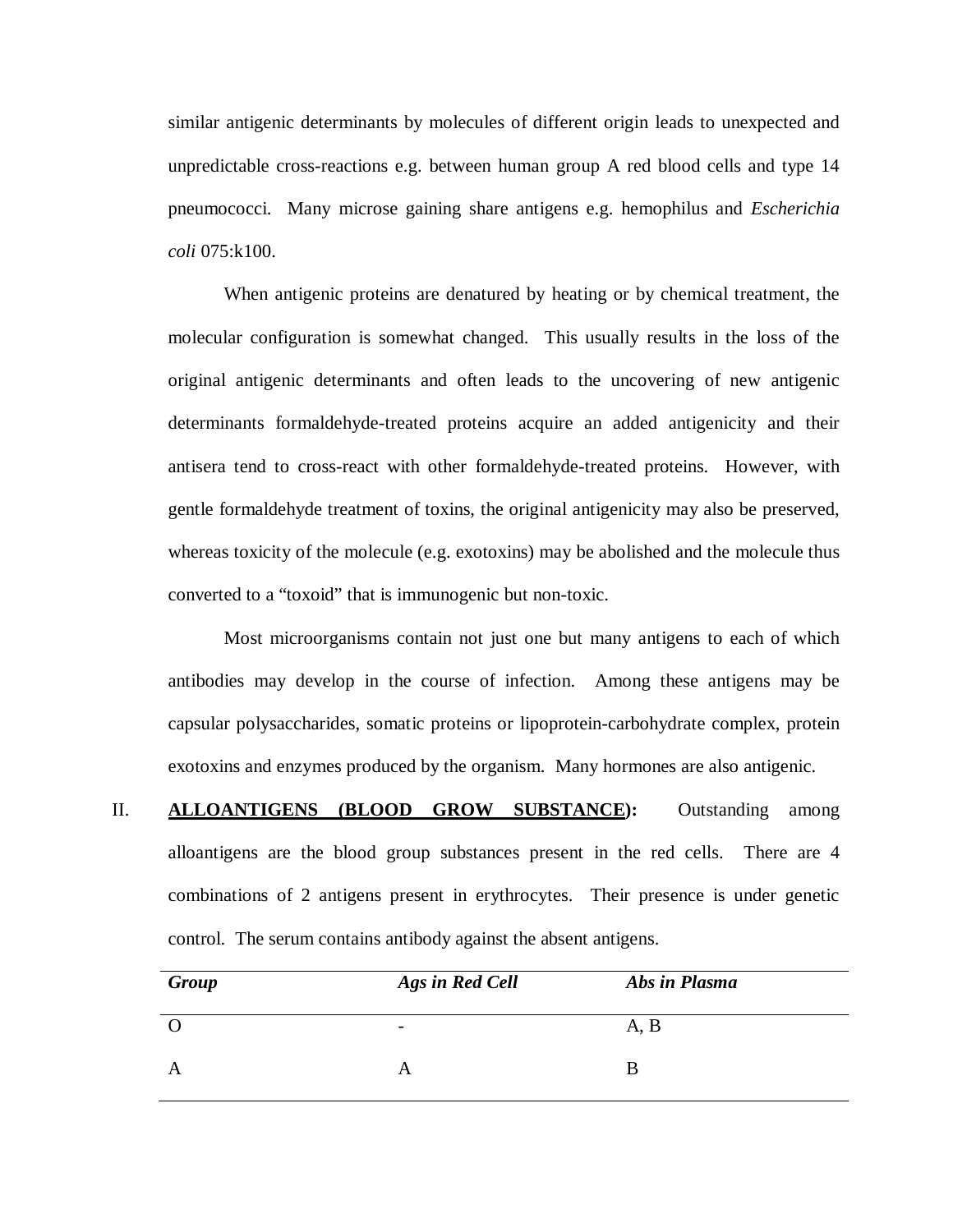similar antigenic determinants by molecules of different origin leads to unexpected and unpredictable cross-reactions e.g. between human group A red blood cells and type 14 pneumococci. Many microse gaining share antigens e.g. hemophilus and *Escherichia coli* 075:k100.

When antigenic proteins are denatured by heating or by chemical treatment, the molecular configuration is somewhat changed. This usually results in the loss of the original antigenic determinants and often leads to the uncovering of new antigenic determinants formaldehyde-treated proteins acquire an added antigenicity and their antisera tend to cross-react with other formaldehyde-treated proteins. However, with gentle formaldehyde treatment of toxins, the original antigenicity may also be preserved, whereas toxicity of the molecule (e.g. exotoxins) may be abolished and the molecule thus converted to a "toxoid" that is immunogenic but non-toxic.

Most microorganisms contain not just one but many antigens to each of which antibodies may develop in the course of infection. Among these antigens may be capsular polysaccharides, somatic proteins or lipoprotein-carbohydrate complex, protein exotoxins and enzymes produced by the organism. Many hormones are also antigenic.

II. **ALLOANTIGENS (BLOOD GROW SUBSTANCE):** Outstanding among alloantigens are the blood group substances present in the red cells. There are 4 combinations of 2 antigens present in erythrocytes. Their presence is under genetic control. The serum contains antibody against the absent antigens.

| *Group* | *Ags in Red Cell* | *Abs in Plasma* |
|---|---|---|
| O | - | A, B |
| A | A | B |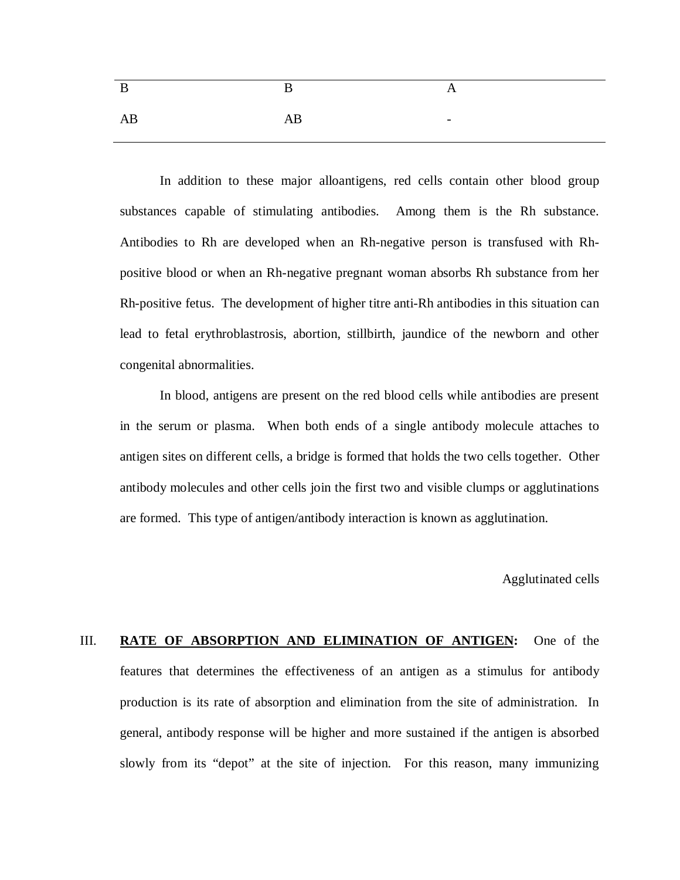| B | B | A |
|---|---|---|
| AB | AB | - |

In addition to these major alloantigens, red cells contain other blood group substances capable of stimulating antibodies. Among them is the Rh substance. Antibodies to Rh are developed when an Rh-negative person is transfused with Rh-positive blood or when an Rh-negative pregnant woman absorbs Rh substance from her Rh-positive fetus. The development of higher titre anti-Rh antibodies in this situation can lead to fetal erythroblastrosis, abortion, stillbirth, jaundice of the newborn and other congenital abnormalities.

In blood, antigens are present on the red blood cells while antibodies are present in the serum or plasma. When both ends of a single antibody molecule attaches to antigen sites on different cells, a bridge is formed that holds the two cells together. Other antibody molecules and other cells join the first two and visible clumps or agglutinations are formed. This type of antigen/antibody interaction is known as agglutination.

Agglutinated cells

III. **RATE OF ABSORPTION AND ELIMINATION OF ANTIGEN:** One of the features that determines the effectiveness of an antigen as a stimulus for antibody production is its rate of absorption and elimination from the site of administration. In general, antibody response will be higher and more sustained if the antigen is absorbed slowly from its "depot" at the site of injection. For this reason, many immunizing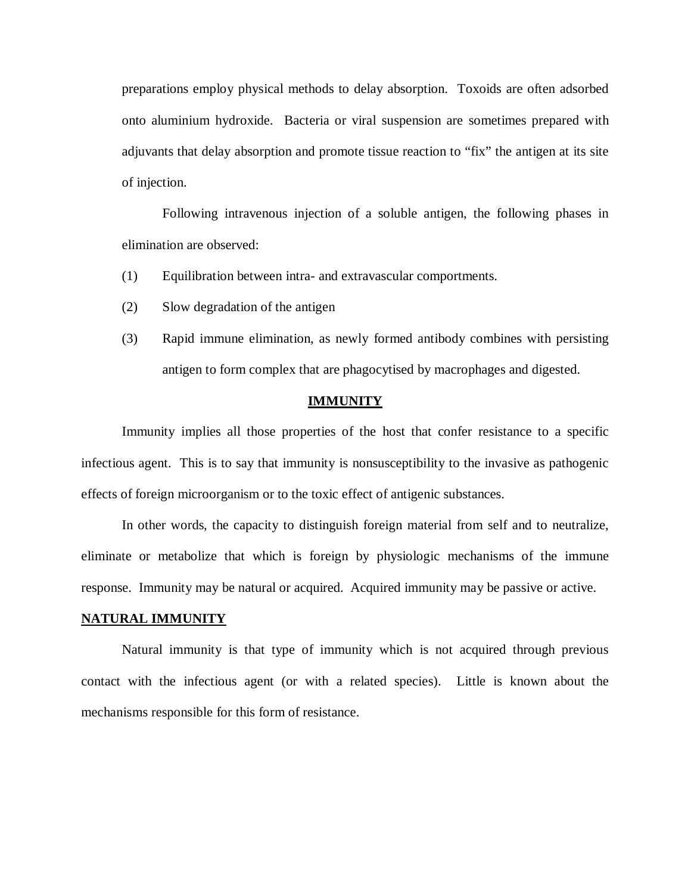preparations employ physical methods to delay absorption. Toxoids are often adsorbed onto aluminium hydroxide. Bacteria or viral suspension are sometimes prepared with adjuvants that delay absorption and promote tissue reaction to "fix" the antigen at its site of injection.

Following intravenous injection of a soluble antigen, the following phases in elimination are observed:

(1) Equilibration between intra- and extravascular comportments.

(2) Slow degradation of the antigen

(3) Rapid immune elimination, as newly formed antibody combines with persisting antigen to form complex that are phagocytised by macrophages and digested.

## IMMUNITY

Immunity implies all those properties of the host that confer resistance to a specific infectious agent. This is to say that immunity is nonsusceptibility to the invasive as pathogenic effects of foreign microorganism or to the toxic effect of antigenic substances.

In other words, the capacity to distinguish foreign material from self and to neutralize, eliminate or metabolize that which is foreign by physiologic mechanisms of the immune response. Immunity may be natural or acquired. Acquired immunity may be passive or active.

### NATURAL IMMUNITY

Natural immunity is that type of immunity which is not acquired through previous contact with the infectious agent (or with a related species). Little is known about the mechanisms responsible for this form of resistance.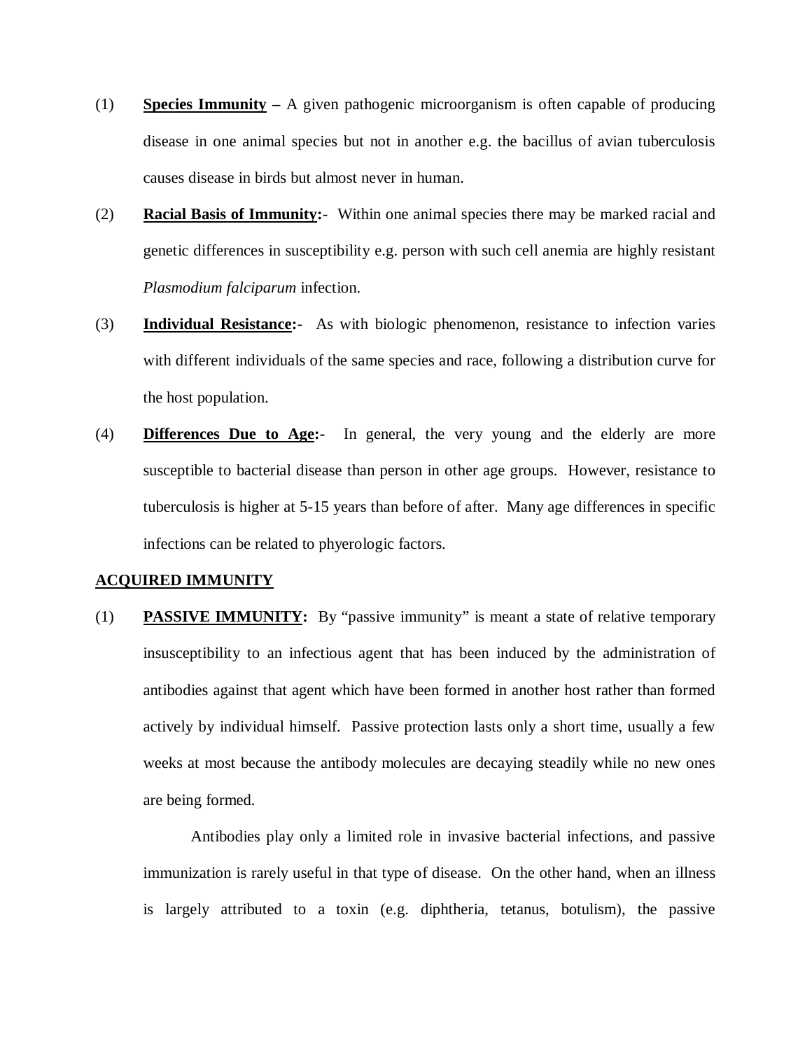(1) **Species Immunity** – A given pathogenic microorganism is often capable of producing disease in one animal species but not in another e.g. the bacillus of avian tuberculosis causes disease in birds but almost never in human.

(2) **Racial Basis of Immunity:**- Within one animal species there may be marked racial and genetic differences in susceptibility e.g. person with such cell anemia are highly resistant *Plasmodium falciparum* infection.

(3) **Individual Resistance:-** As with biologic phenomenon, resistance to infection varies with different individuals of the same species and race, following a distribution curve for the host population.

(4) **Differences Due to Age:-** In general, the very young and the elderly are more susceptible to bacterial disease than person in other age groups. However, resistance to tuberculosis is higher at 5-15 years than before of after. Many age differences in specific infections can be related to phyerologic factors.

**ACQUIRED IMMUNITY**

(1) **PASSIVE IMMUNITY:** By "passive immunity" is meant a state of relative temporary insusceptibility to an infectious agent that has been induced by the administration of antibodies against that agent which have been formed in another host rather than formed actively by individual himself. Passive protection lasts only a short time, usually a few weeks at most because the antibody molecules are decaying steadily while no new ones are being formed.

Antibodies play only a limited role in invasive bacterial infections, and passive immunization is rarely useful in that type of disease. On the other hand, when an illness is largely attributed to a toxin (e.g. diphtheria, tetanus, botulism), the passive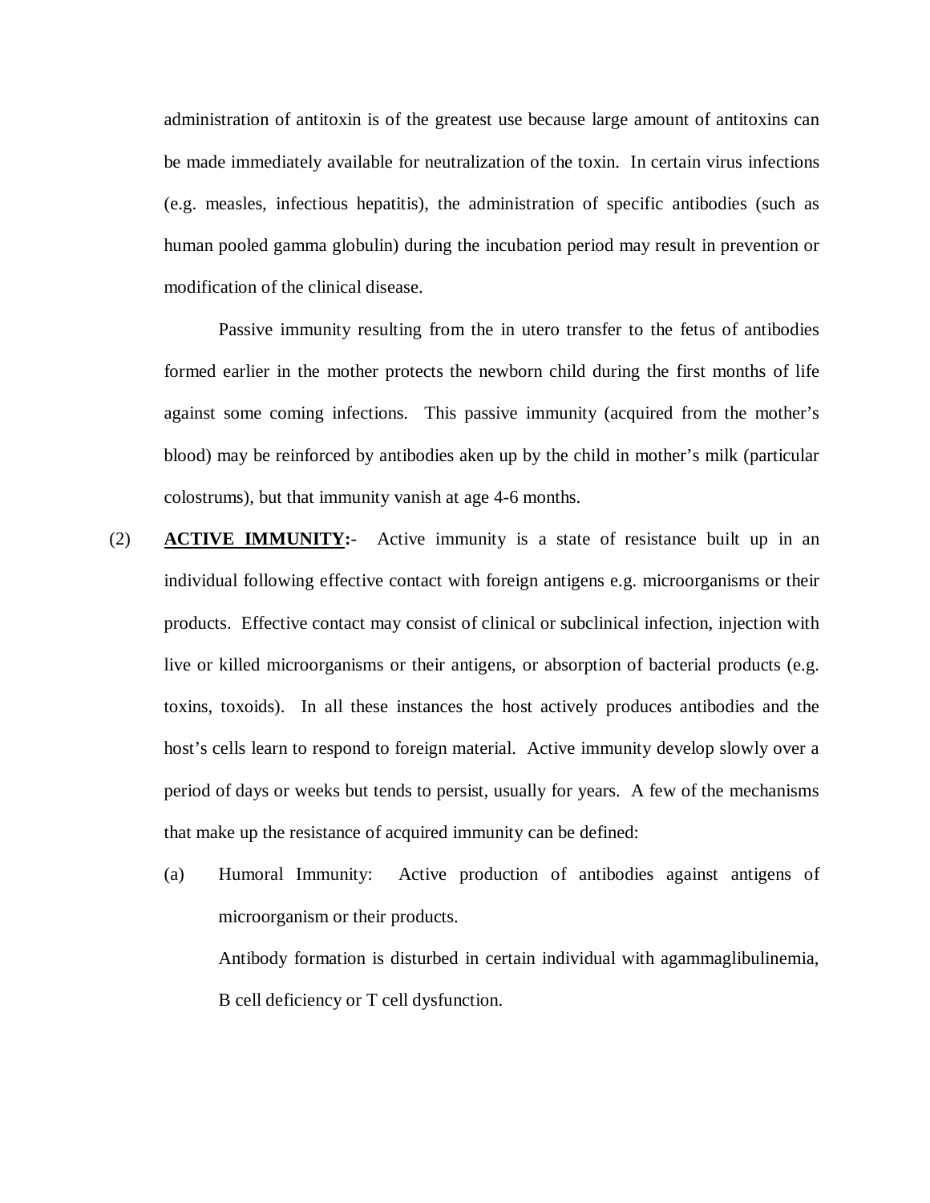administration of antitoxin is of the greatest use because large amount of antitoxins can be made immediately available for neutralization of the toxin. In certain virus infections (e.g. measles, infectious hepatitis), the administration of specific antibodies (such as human pooled gamma globulin) during the incubation period may result in prevention or modification of the clinical disease.

Passive immunity resulting from the in utero transfer to the fetus of antibodies formed earlier in the mother protects the newborn child during the first months of life against some coming infections. This passive immunity (acquired from the mother's blood) may be reinforced by antibodies aken up by the child in mother's milk (particular colostrums), but that immunity vanish at age 4-6 months.

(2) **ACTIVE IMMUNITY:-** Active immunity is a state of resistance built up in an individual following effective contact with foreign antigens e.g. microorganisms or their products. Effective contact may consist of clinical or subclinical infection, injection with live or killed microorganisms or their antigens, or absorption of bacterial products (e.g. toxins, toxoids). In all these instances the host actively produces antibodies and the host's cells learn to respond to foreign material. Active immunity develop slowly over a period of days or weeks but tends to persist, usually for years. A few of the mechanisms that make up the resistance of acquired immunity can be defined:

(a) Humoral Immunity: Active production of antibodies against antigens of microorganism or their products.

Antibody formation is disturbed in certain individual with agammaglibulinemia, B cell deficiency or T cell dysfunction.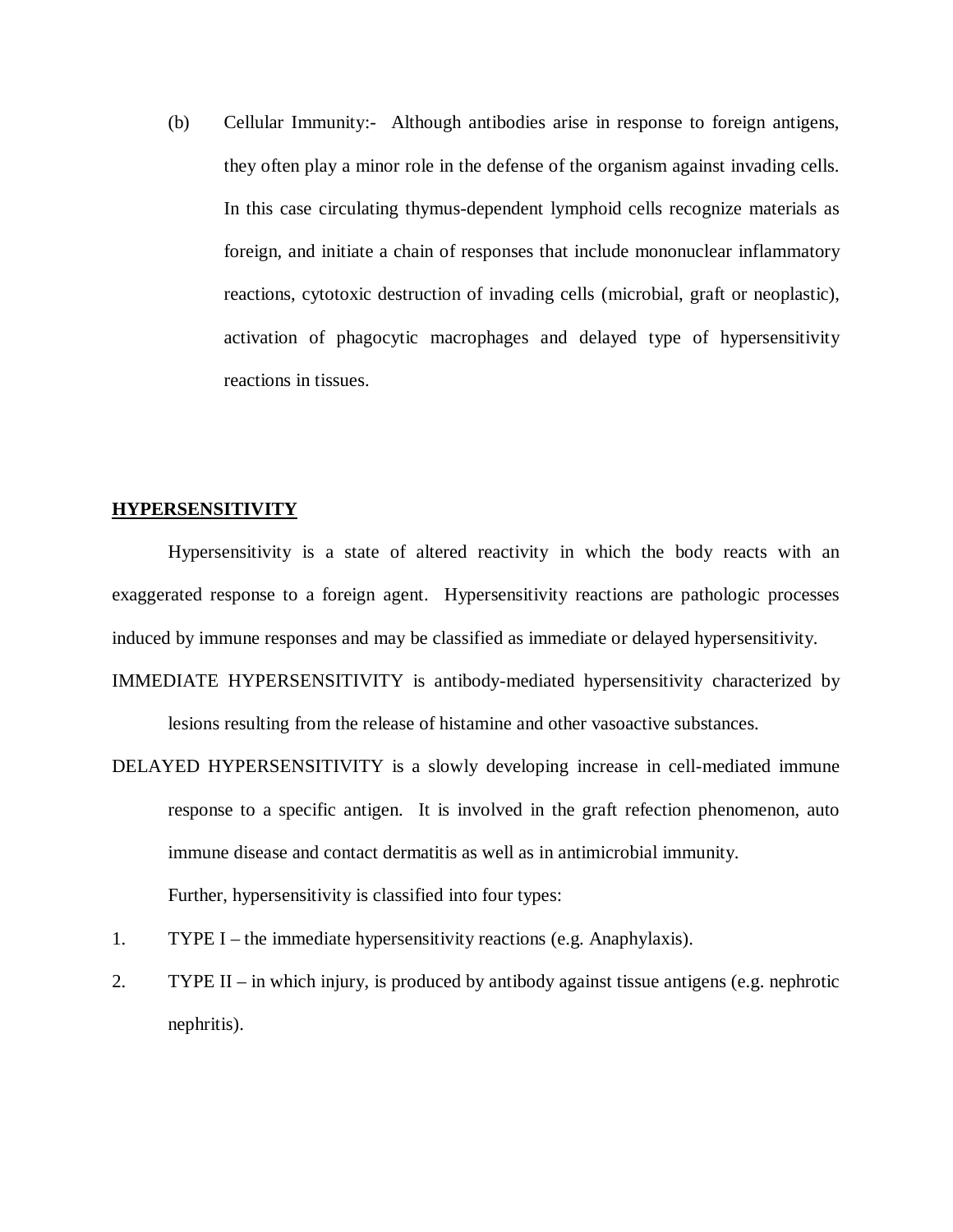(b) Cellular Immunity:- Although antibodies arise in response to foreign antigens, they often play a minor role in the defense of the organism against invading cells. In this case circulating thymus-dependent lymphoid cells recognize materials as foreign, and initiate a chain of responses that include mononuclear inflammatory reactions, cytotoxic destruction of invading cells (microbial, graft or neoplastic), activation of phagocytic macrophages and delayed type of hypersensitivity reactions in tissues.

## HYPERSENSITIVITY

Hypersensitivity is a state of altered reactivity in which the body reacts with an exaggerated response to a foreign agent. Hypersensitivity reactions are pathologic processes induced by immune responses and may be classified as immediate or delayed hypersensitivity.

IMMEDIATE HYPERSENSITIVITY is antibody-mediated hypersensitivity characterized by lesions resulting from the release of histamine and other vasoactive substances.

DELAYED HYPERSENSITIVITY is a slowly developing increase in cell-mediated immune response to a specific antigen. It is involved in the graft refection phenomenon, auto immune disease and contact dermatitis as well as in antimicrobial immunity.

Further, hypersensitivity is classified into four types:

1. TYPE I – the immediate hypersensitivity reactions (e.g. Anaphylaxis).
2. TYPE II – in which injury, is produced by antibody against tissue antigens (e.g. nephrotic nephritis).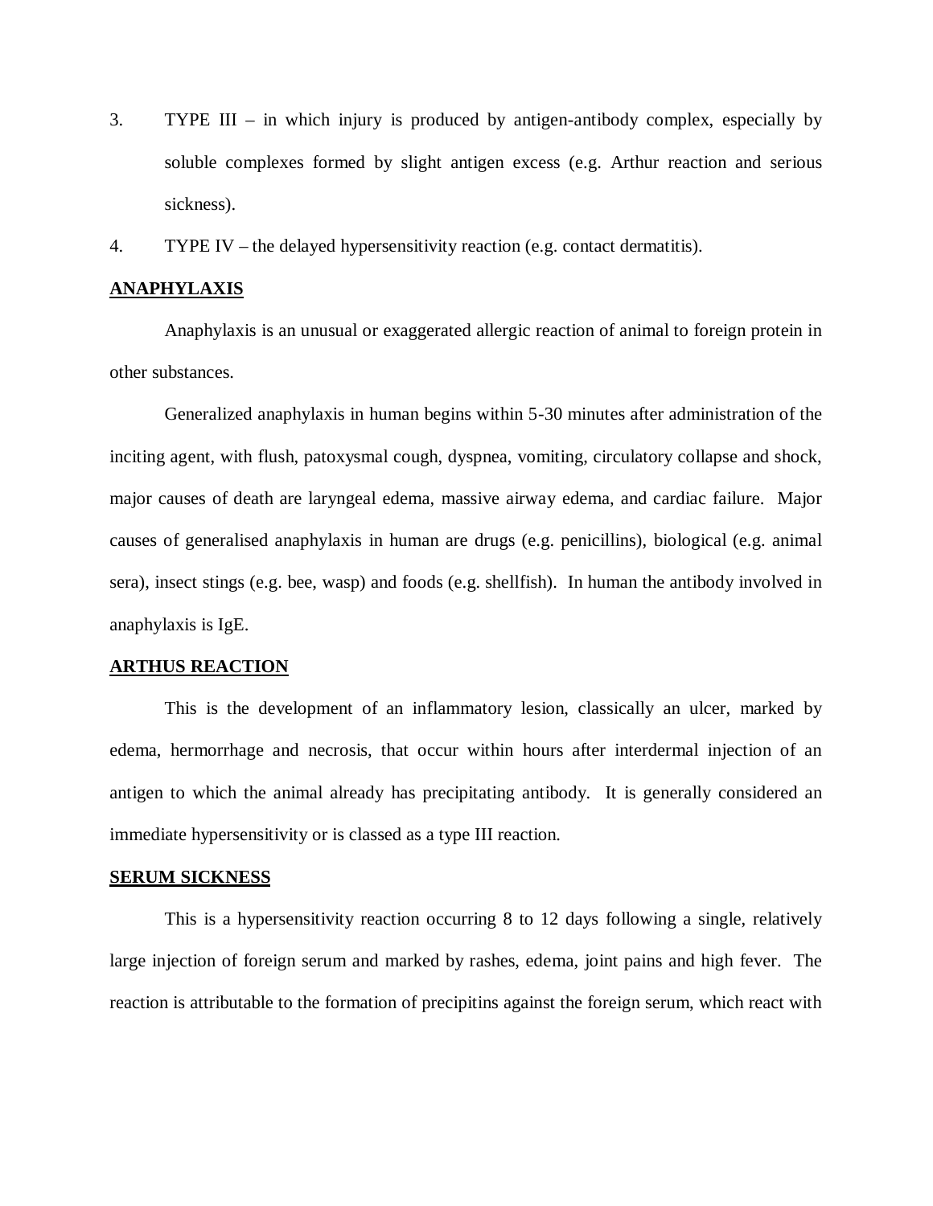3. TYPE III – in which injury is produced by antigen-antibody complex, especially by soluble complexes formed by slight antigen excess (e.g. Arthur reaction and serious sickness).

4. TYPE IV – the delayed hypersensitivity reaction (e.g. contact dermatitis).

**ANAPHYLAXIS**

Anaphylaxis is an unusual or exaggerated allergic reaction of animal to foreign protein in other substances.

Generalized anaphylaxis in human begins within 5-30 minutes after administration of the inciting agent, with flush, patoxysmal cough, dyspnea, vomiting, circulatory collapse and shock, major causes of death are laryngeal edema, massive airway edema, and cardiac failure. Major causes of generalised anaphylaxis in human are drugs (e.g. penicillins), biological (e.g. animal sera), insect stings (e.g. bee, wasp) and foods (e.g. shellfish). In human the antibody involved in anaphylaxis is IgE.

**ARTHUS REACTION**

This is the development of an inflammatory lesion, classically an ulcer, marked by edema, hermorrhage and necrosis, that occur within hours after interdermal injection of an antigen to which the animal already has precipitating antibody. It is generally considered an immediate hypersensitivity or is classed as a type III reaction.

**SERUM SICKNESS**

This is a hypersensitivity reaction occurring 8 to 12 days following a single, relatively large injection of foreign serum and marked by rashes, edema, joint pains and high fever. The reaction is attributable to the formation of precipitins against the foreign serum, which react with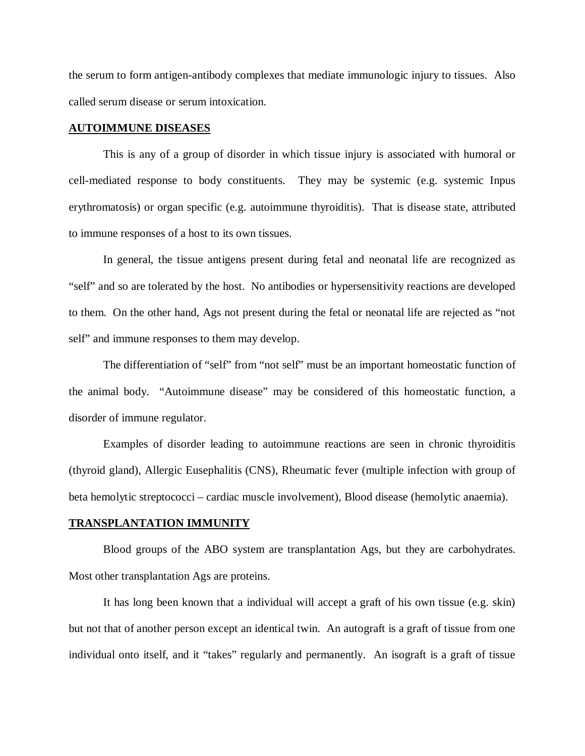the serum to form antigen-antibody complexes that mediate immunologic injury to tissues. Also called serum disease or serum intoxication.

**AUTOIMMUNE DISEASES**

This is any of a group of disorder in which tissue injury is associated with humoral or cell-mediated response to body constituents. They may be systemic (e.g. systemic Inpus erythromatosis) or organ specific (e.g. autoimmune thyroiditis). That is disease state, attributed to immune responses of a host to its own tissues.

In general, the tissue antigens present during fetal and neonatal life are recognized as "self" and so are tolerated by the host. No antibodies or hypersensitivity reactions are developed to them. On the other hand, Ags not present during the fetal or neonatal life are rejected as "not self" and immune responses to them may develop.

The differentiation of "self" from "not self" must be an important homeostatic function of the animal body. "Autoimmune disease" may be considered of this homeostatic function, a disorder of immune regulator.

Examples of disorder leading to autoimmune reactions are seen in chronic thyroiditis (thyroid gland), Allergic Eusephalitis (CNS), Rheumatic fever (multiple infection with group of beta hemolytic streptococci – cardiac muscle involvement), Blood disease (hemolytic anaemia).

**TRANSPLANTATION IMMUNITY**

Blood groups of the ABO system are transplantation Ags, but they are carbohydrates. Most other transplantation Ags are proteins.

It has long been known that a individual will accept a graft of his own tissue (e.g. skin) but not that of another person except an identical twin. An autograft is a graft of tissue from one individual onto itself, and it "takes" regularly and permanently. An isograft is a graft of tissue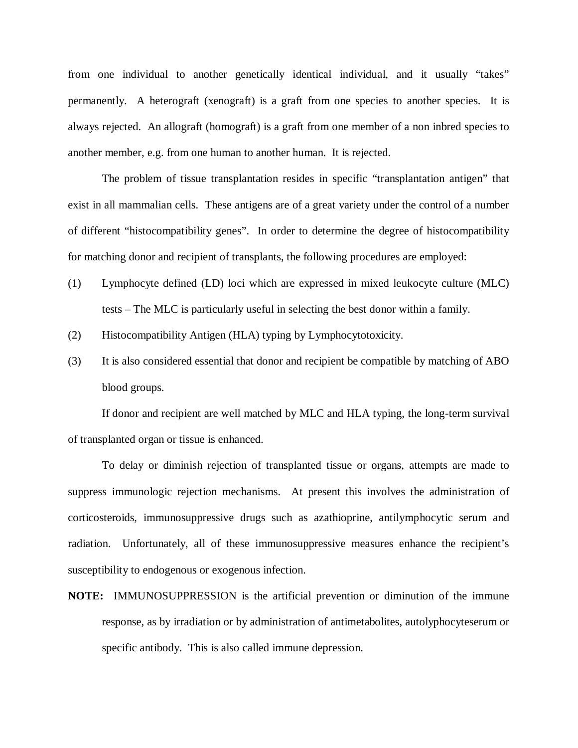from one individual to another genetically identical individual, and it usually "takes" permanently. A heterograft (xenograft) is a graft from one species to another species. It is always rejected. An allograft (homograft) is a graft from one member of a non inbred species to another member, e.g. from one human to another human. It is rejected.

The problem of tissue transplantation resides in specific "transplantation antigen" that exist in all mammalian cells. These antigens are of a great variety under the control of a number of different "histocompatibility genes". In order to determine the degree of histocompatibility for matching donor and recipient of transplants, the following procedures are employed:

(1) Lymphocyte defined (LD) loci which are expressed in mixed leukocyte culture (MLC) tests – The MLC is particularly useful in selecting the best donor within a family.

(2) Histocompatibility Antigen (HLA) typing by Lymphocytotoxicity.

(3) It is also considered essential that donor and recipient be compatible by matching of ABO blood groups.

If donor and recipient are well matched by MLC and HLA typing, the long-term survival of transplanted organ or tissue is enhanced.

To delay or diminish rejection of transplanted tissue or organs, attempts are made to suppress immunologic rejection mechanisms. At present this involves the administration of corticosteroids, immunosuppressive drugs such as azathioprine, antilymphocytic serum and radiation. Unfortunately, all of these immunosuppressive measures enhance the recipient's susceptibility to endogenous or exogenous infection.

**NOTE:** IMMUNOSUPPRESSION is the artificial prevention or diminution of the immune response, as by irradiation or by administration of antimetabolites, autolyphocyteserum or specific antibody. This is also called immune depression.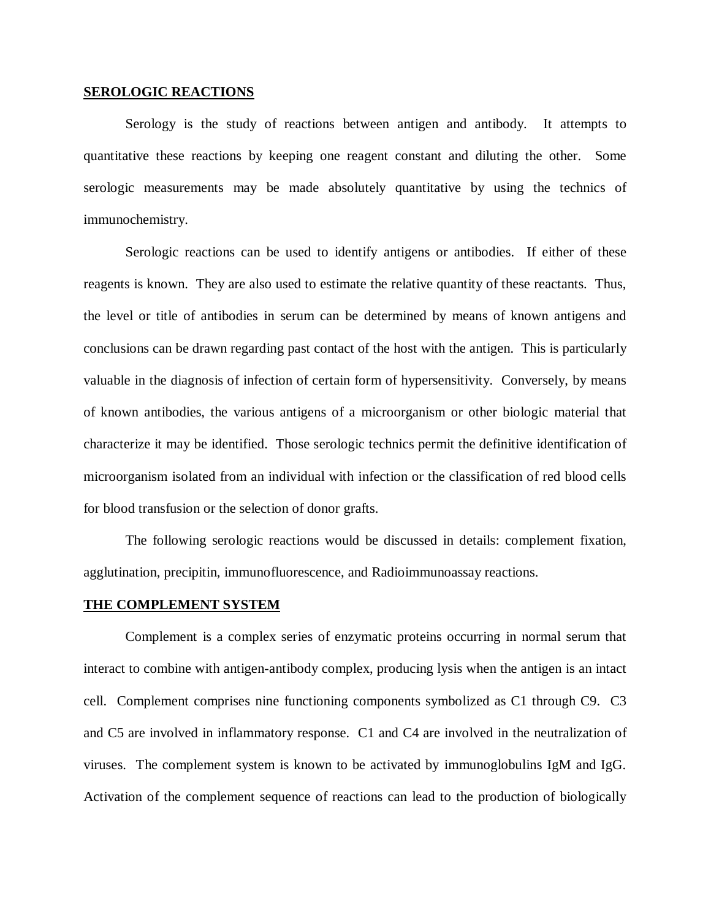## **SEROLOGIC REACTIONS**

Serology is the study of reactions between antigen and antibody. It attempts to quantitative these reactions by keeping one reagent constant and diluting the other. Some serologic measurements may be made absolutely quantitative by using the technics of immunochemistry.

Serologic reactions can be used to identify antigens or antibodies. If either of these reagents is known. They are also used to estimate the relative quantity of these reactants. Thus, the level or title of antibodies in serum can be determined by means of known antigens and conclusions can be drawn regarding past contact of the host with the antigen. This is particularly valuable in the diagnosis of infection of certain form of hypersensitivity. Conversely, by means of known antibodies, the various antigens of a microorganism or other biologic material that characterize it may be identified. Those serologic technics permit the definitive identification of microorganism isolated from an individual with infection or the classification of red blood cells for blood transfusion or the selection of donor grafts.

The following serologic reactions would be discussed in details: complement fixation, agglutination, precipitin, immunofluorescence, and Radioimmunoassay reactions.

## **THE COMPLEMENT SYSTEM**

Complement is a complex series of enzymatic proteins occurring in normal serum that interact to combine with antigen-antibody complex, producing lysis when the antigen is an intact cell. Complement comprises nine functioning components symbolized as C1 through C9. C3 and C5 are involved in inflammatory response. C1 and C4 are involved in the neutralization of viruses. The complement system is known to be activated by immunoglobulins IgM and IgG. Activation of the complement sequence of reactions can lead to the production of biologically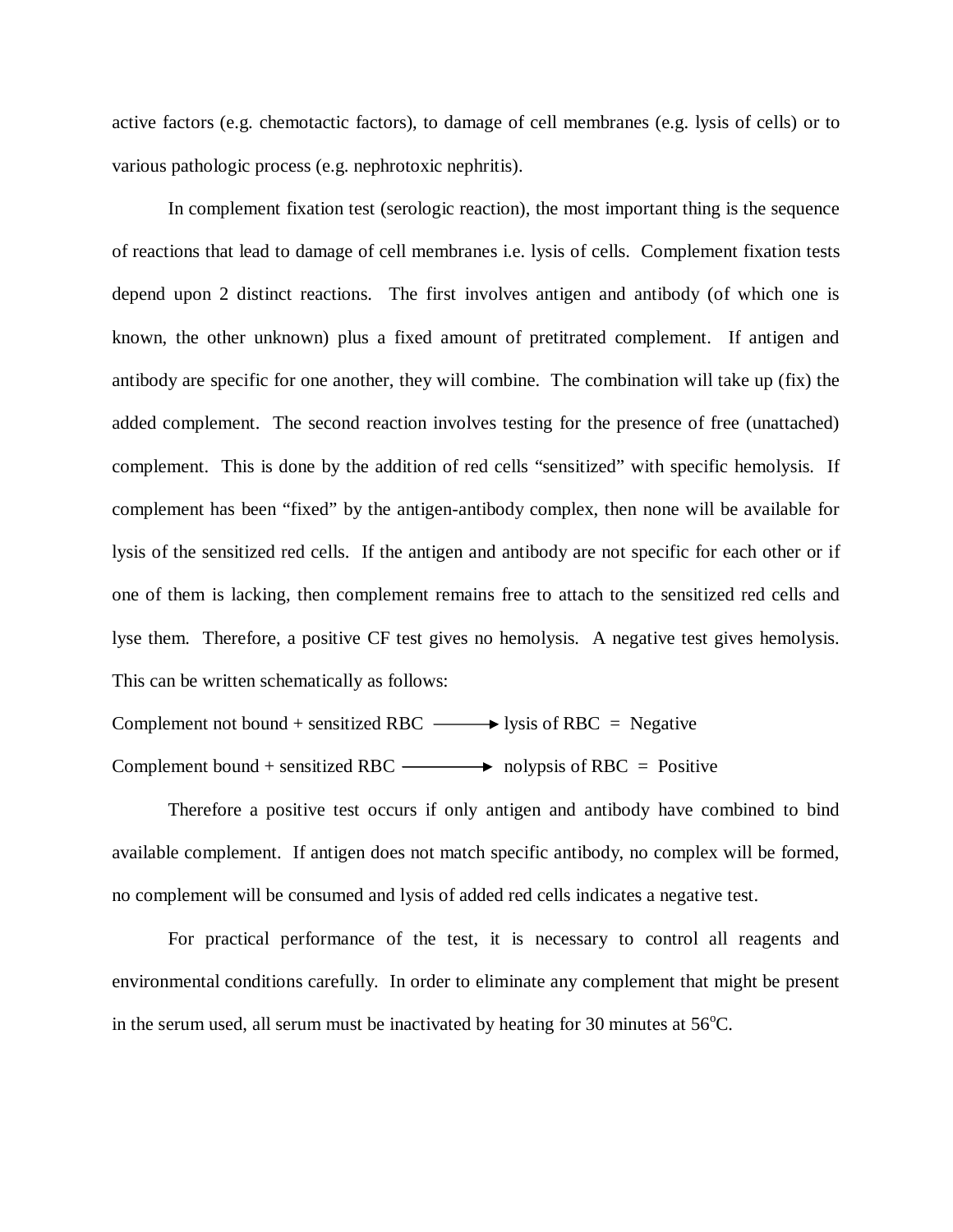active factors (e.g. chemotactic factors), to damage of cell membranes (e.g. lysis of cells) or to various pathologic process (e.g. nephrotoxic nephritis).

In complement fixation test (serologic reaction), the most important thing is the sequence of reactions that lead to damage of cell membranes i.e. lysis of cells. Complement fixation tests depend upon 2 distinct reactions. The first involves antigen and antibody (of which one is known, the other unknown) plus a fixed amount of pretitrated complement. If antigen and antibody are specific for one another, they will combine. The combination will take up (fix) the added complement. The second reaction involves testing for the presence of free (unattached) complement. This is done by the addition of red cells "sensitized" with specific hemolysis. If complement has been "fixed" by the antigen-antibody complex, then none will be available for lysis of the sensitized red cells. If the antigen and antibody are not specific for each other or if one of them is lacking, then complement remains free to attach to the sensitized red cells and lyse them. Therefore, a positive CF test gives no hemolysis. A negative test gives hemolysis. This can be written schematically as follows:

Complement not bound + sensitized RBC ⟶ lysis of RBC = Negative

Complement bound + sensitized RBC ⟶ nolypsis of RBC = Positive

Therefore a positive test occurs if only antigen and antibody have combined to bind available complement. If antigen does not match specific antibody, no complex will be formed, no complement will be consumed and lysis of added red cells indicates a negative test.

For practical performance of the test, it is necessary to control all reagents and environmental conditions carefully. In order to eliminate any complement that might be present in the serum used, all serum must be inactivated by heating for 30 minutes at 56$^{o}$C.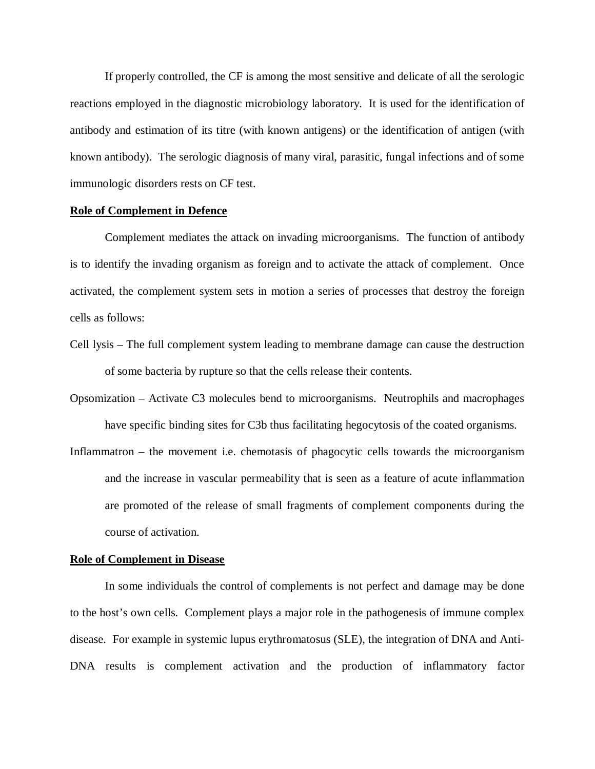If properly controlled, the CF is among the most sensitive and delicate of all the serologic reactions employed in the diagnostic microbiology laboratory. It is used for the identification of antibody and estimation of its titre (with known antigens) or the identification of antigen (with known antibody). The serologic diagnosis of many viral, parasitic, fungal infections and of some immunologic disorders rests on CF test.

**Role of Complement in Defence**

Complement mediates the attack on invading microorganisms. The function of antibody is to identify the invading organism as foreign and to activate the attack of complement. Once activated, the complement system sets in motion a series of processes that destroy the foreign cells as follows:

Cell lysis – The full complement system leading to membrane damage can cause the destruction of some bacteria by rupture so that the cells release their contents.

Opsomization – Activate C3 molecules bend to microorganisms. Neutrophils and macrophages have specific binding sites for C3b thus facilitating hegocytosis of the coated organisms.

Inflammatron – the movement i.e. chemotasis of phagocytic cells towards the microorganism and the increase in vascular permeability that is seen as a feature of acute inflammation are promoted of the release of small fragments of complement components during the course of activation.

**Role of Complement in Disease**

In some individuals the control of complements is not perfect and damage may be done to the host's own cells. Complement plays a major role in the pathogenesis of immune complex disease. For example in systemic lupus erythromatosus (SLE), the integration of DNA and Anti-DNA results is complement activation and the production of inflammatory factor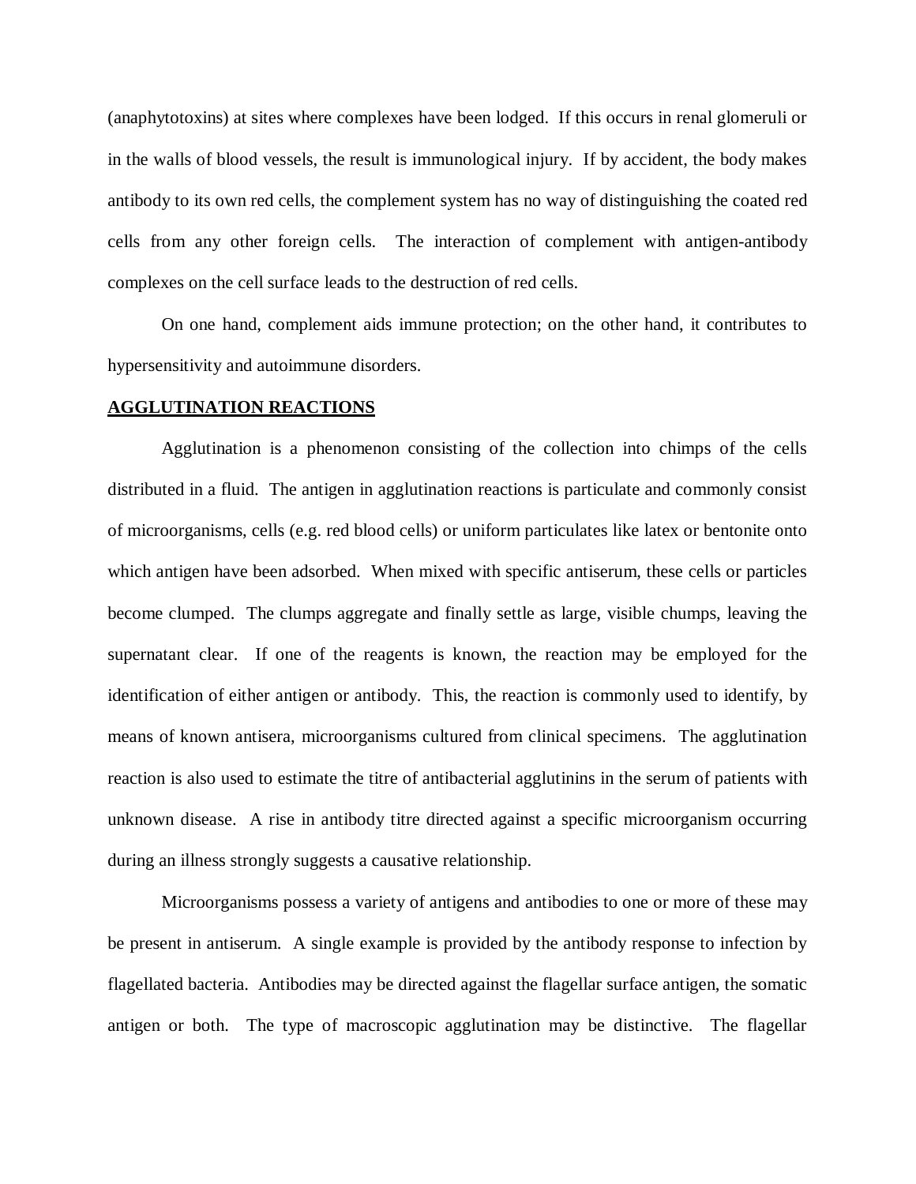(anaphytotoxins) at sites where complexes have been lodged. If this occurs in renal glomeruli or in the walls of blood vessels, the result is immunological injury. If by accident, the body makes antibody to its own red cells, the complement system has no way of distinguishing the coated red cells from any other foreign cells. The interaction of complement with antigen-antibody complexes on the cell surface leads to the destruction of red cells.

On one hand, complement aids immune protection; on the other hand, it contributes to hypersensitivity and autoimmune disorders.

## AGGLUTINATION REACTIONS

Agglutination is a phenomenon consisting of the collection into chimps of the cells distributed in a fluid. The antigen in agglutination reactions is particulate and commonly consist of microorganisms, cells (e.g. red blood cells) or uniform particulates like latex or bentonite onto which antigen have been adsorbed. When mixed with specific antiserum, these cells or particles become clumped. The clumps aggregate and finally settle as large, visible chumps, leaving the supernatant clear. If one of the reagents is known, the reaction may be employed for the identification of either antigen or antibody. This, the reaction is commonly used to identify, by means of known antisera, microorganisms cultured from clinical specimens. The agglutination reaction is also used to estimate the titre of antibacterial agglutinins in the serum of patients with unknown disease. A rise in antibody titre directed against a specific microorganism occurring during an illness strongly suggests a causative relationship.

Microorganisms possess a variety of antigens and antibodies to one or more of these may be present in antiserum. A single example is provided by the antibody response to infection by flagellated bacteria. Antibodies may be directed against the flagellar surface antigen, the somatic antigen or both. The type of macroscopic agglutination may be distinctive. The flagellar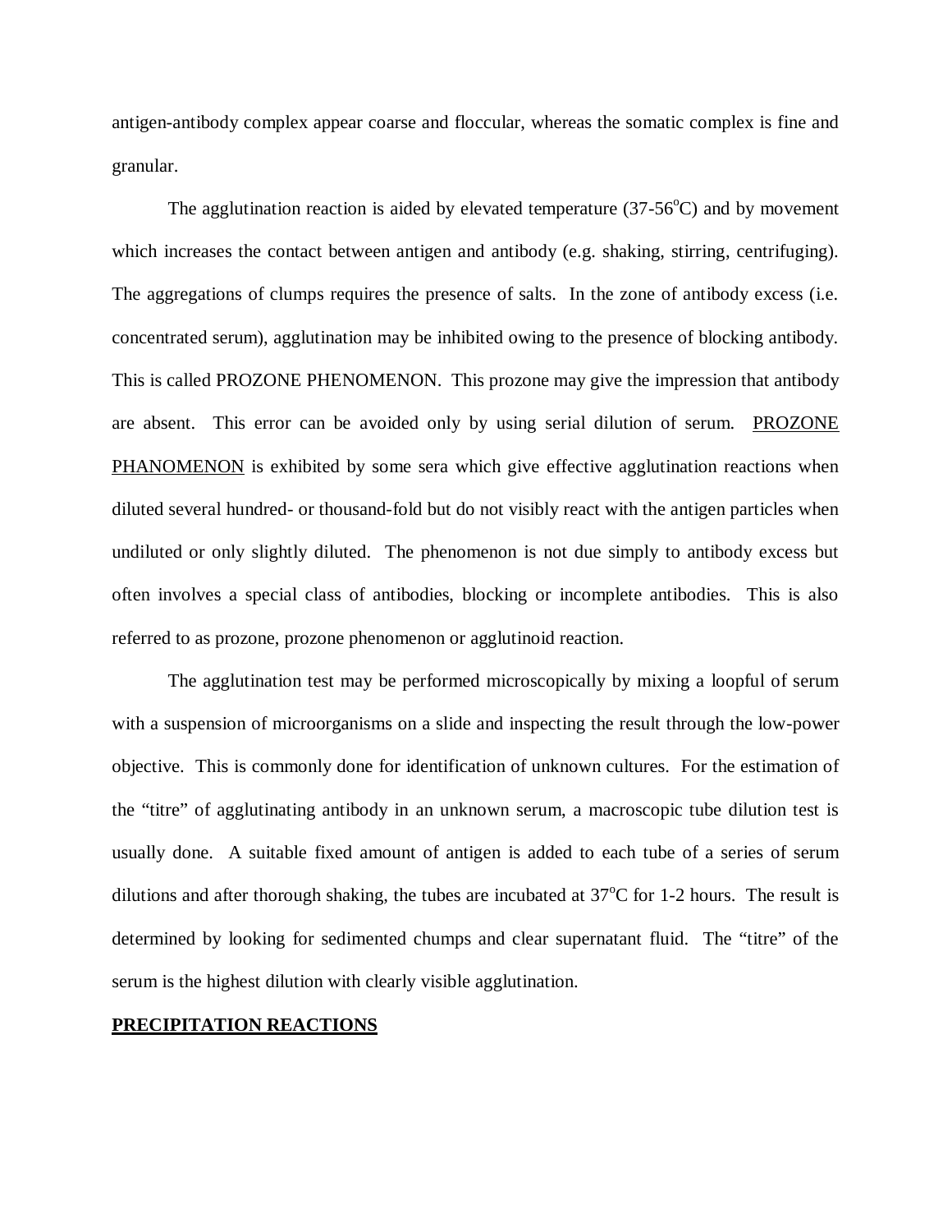antigen-antibody complex appear coarse and floccular, whereas the somatic complex is fine and granular.

The agglutination reaction is aided by elevated temperature (37-56$^{o}$C) and by movement which increases the contact between antigen and antibody (e.g. shaking, stirring, centrifuging). The aggregations of clumps requires the presence of salts. In the zone of antibody excess (i.e. concentrated serum), agglutination may be inhibited owing to the presence of blocking antibody. This is called PROZONE PHENOMENON. This prozone may give the impression that antibody are absent. This error can be avoided only by using serial dilution of serum. <u>PROZONE PHANOMENON</u> is exhibited by some sera which give effective agglutination reactions when diluted several hundred- or thousand-fold but do not visibly react with the antigen particles when undiluted or only slightly diluted. The phenomenon is not due simply to antibody excess but often involves a special class of antibodies, blocking or incomplete antibodies. This is also referred to as prozone, prozone phenomenon or agglutinoid reaction.

The agglutination test may be performed microscopically by mixing a loopful of serum with a suspension of microorganisms on a slide and inspecting the result through the low-power objective. This is commonly done for identification of unknown cultures. For the estimation of the "titre" of agglutinating antibody in an unknown serum, a macroscopic tube dilution test is usually done. A suitable fixed amount of antigen is added to each tube of a series of serum dilutions and after thorough shaking, the tubes are incubated at 37$^{o}$C for 1-2 hours. The result is determined by looking for sedimented chumps and clear supernatant fluid. The "titre" of the serum is the highest dilution with clearly visible agglutination.

## PRECIPITATION REACTIONS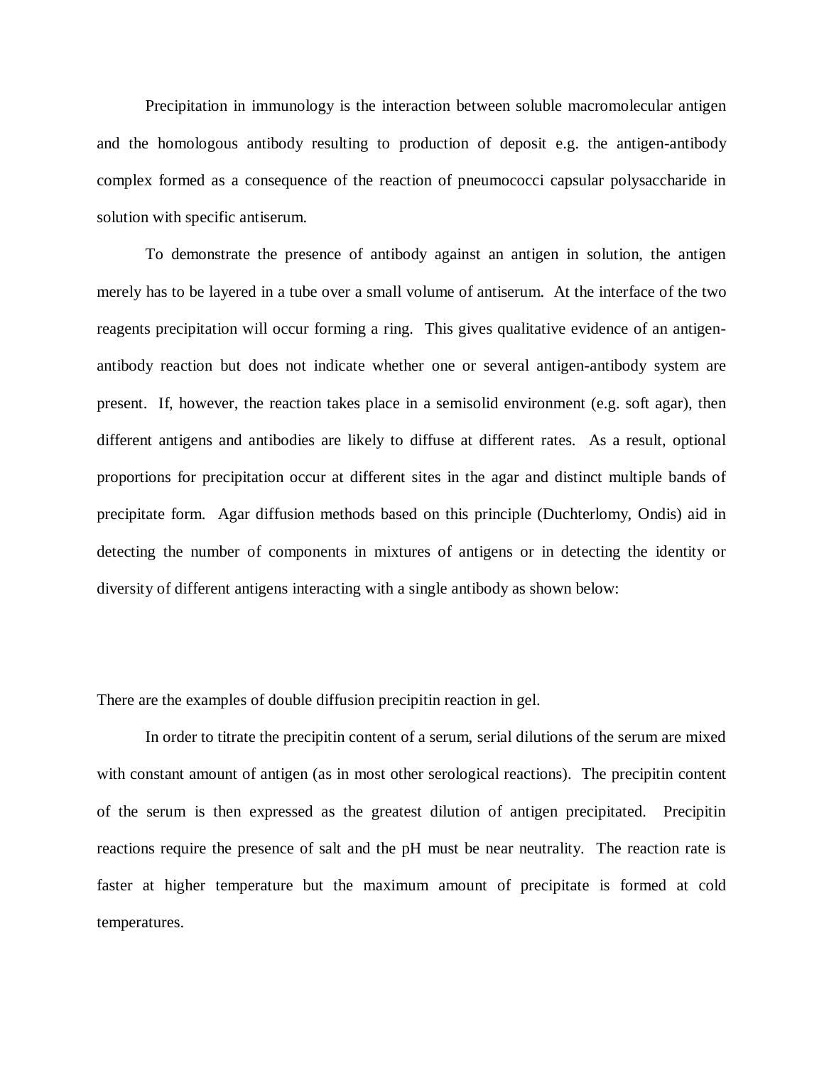Precipitation in immunology is the interaction between soluble macromolecular antigen and the homologous antibody resulting to production of deposit e.g. the antigen-antibody complex formed as a consequence of the reaction of pneumococci capsular polysaccharide in solution with specific antiserum.

To demonstrate the presence of antibody against an antigen in solution, the antigen merely has to be layered in a tube over a small volume of antiserum. At the interface of the two reagents precipitation will occur forming a ring. This gives qualitative evidence of an antigen-antibody reaction but does not indicate whether one or several antigen-antibody system are present. If, however, the reaction takes place in a semisolid environment (e.g. soft agar), then different antigens and antibodies are likely to diffuse at different rates. As a result, optional proportions for precipitation occur at different sites in the agar and distinct multiple bands of precipitate form. Agar diffusion methods based on this principle (Duchterlomy, Ondis) aid in detecting the number of components in mixtures of antigens or in detecting the identity or diversity of different antigens interacting with a single antibody as shown below:

There are the examples of double diffusion precipitin reaction in gel.

In order to titrate the precipitin content of a serum, serial dilutions of the serum are mixed with constant amount of antigen (as in most other serological reactions). The precipitin content of the serum is then expressed as the greatest dilution of antigen precipitated. Precipitin reactions require the presence of salt and the pH must be near neutrality. The reaction rate is faster at higher temperature but the maximum amount of precipitate is formed at cold temperatures.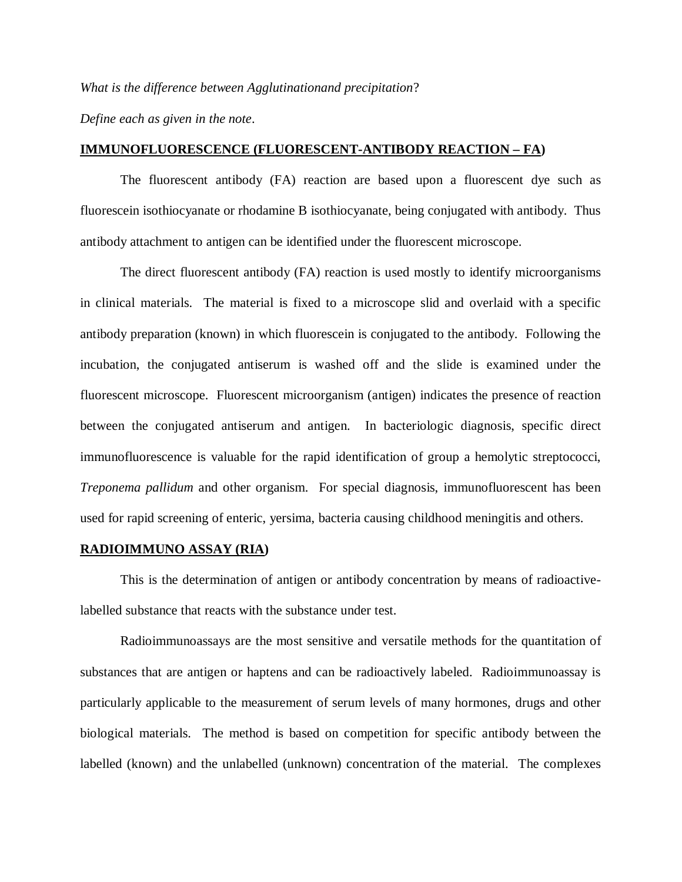*What is the difference between Agglutinationand precipitation*?

*Define each as given in the note*.

**IMMUNOFLUORESCENCE (FLUORESCENT-ANTIBODY REACTION – FA)**

The fluorescent antibody (FA) reaction are based upon a fluorescent dye such as fluorescein isothiocyanate or rhodamine B isothiocyanate, being conjugated with antibody. Thus antibody attachment to antigen can be identified under the fluorescent microscope.

The direct fluorescent antibody (FA) reaction is used mostly to identify microorganisms in clinical materials. The material is fixed to a microscope slid and overlaid with a specific antibody preparation (known) in which fluorescein is conjugated to the antibody. Following the incubation, the conjugated antiserum is washed off and the slide is examined under the fluorescent microscope. Fluorescent microorganism (antigen) indicates the presence of reaction between the conjugated antiserum and antigen. In bacteriologic diagnosis, specific direct immunofluorescence is valuable for the rapid identification of group a hemolytic streptococci, *Treponema pallidum* and other organism. For special diagnosis, immunofluorescent has been used for rapid screening of enteric, yersima, bacteria causing childhood meningitis and others.

**RADIOIMMUNO ASSAY (RIA)**

This is the determination of antigen or antibody concentration by means of radioactive-labelled substance that reacts with the substance under test.

Radioimmunoassays are the most sensitive and versatile methods for the quantitation of substances that are antigen or haptens and can be radioactively labeled. Radioimmunoassay is particularly applicable to the measurement of serum levels of many hormones, drugs and other biological materials. The method is based on competition for specific antibody between the labelled (known) and the unlabelled (unknown) concentration of the material. The complexes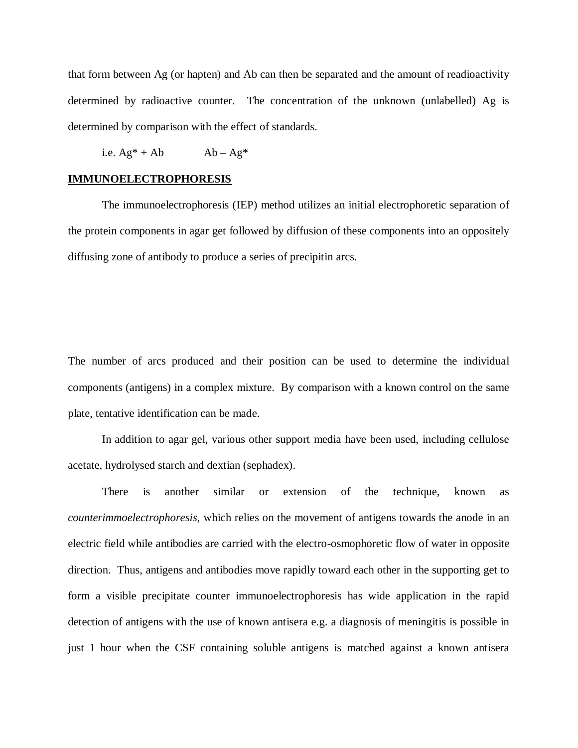that form between Ag (or hapten) and Ab can then be separated and the amount of readioactivity determined by radioactive counter. The concentration of the unknown (unlabelled) Ag is determined by comparison with the effect of standards.

i.e. Ag* + Ab Ab – Ag*

## IMMUNOELECTROPHORESIS

The immunoelectrophoresis (IEP) method utilizes an initial electrophoretic separation of the protein components in agar get followed by diffusion of these components into an oppositely diffusing zone of antibody to produce a series of precipitin arcs.

The number of arcs produced and their position can be used to determine the individual components (antigens) in a complex mixture. By comparison with a known control on the same plate, tentative identification can be made.

In addition to agar gel, various other support media have been used, including cellulose acetate, hydrolysed starch and dextian (sephadex).

There is another similar or extension of the technique, known as *counterimmoelectrophoresis*, which relies on the movement of antigens towards the anode in an electric field while antibodies are carried with the electro-osmophoretic flow of water in opposite direction. Thus, antigens and antibodies move rapidly toward each other in the supporting get to form a visible precipitate counter immunoelectrophoresis has wide application in the rapid detection of antigens with the use of known antisera e.g. a diagnosis of meningitis is possible in just 1 hour when the CSF containing soluble antigens is matched against a known antisera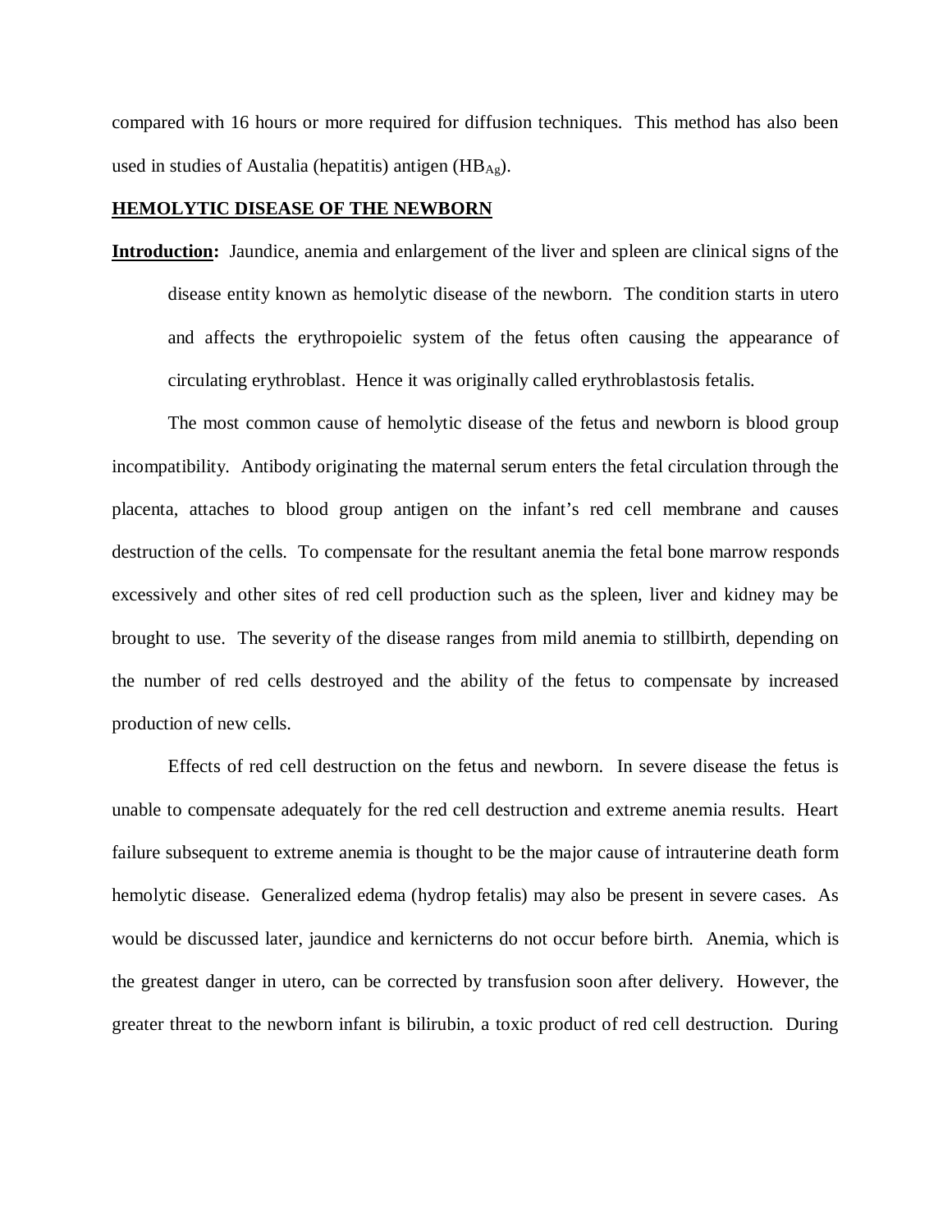compared with 16 hours or more required for diffusion techniques. This method has also been used in studies of Austalia (hepatitis) antigen ($HB_{Ag}$).

**HEMOLYTIC DISEASE OF THE NEWBORN**

**Introduction:** Jaundice, anemia and enlargement of the liver and spleen are clinical signs of the disease entity known as hemolytic disease of the newborn. The condition starts in utero and affects the erythropoielic system of the fetus often causing the appearance of circulating erythroblast. Hence it was originally called erythroblastosis fetalis.

The most common cause of hemolytic disease of the fetus and newborn is blood group incompatibility. Antibody originating the maternal serum enters the fetal circulation through the placenta, attaches to blood group antigen on the infant's red cell membrane and causes destruction of the cells. To compensate for the resultant anemia the fetal bone marrow responds excessively and other sites of red cell production such as the spleen, liver and kidney may be brought to use. The severity of the disease ranges from mild anemia to stillbirth, depending on the number of red cells destroyed and the ability of the fetus to compensate by increased production of new cells.

Effects of red cell destruction on the fetus and newborn. In severe disease the fetus is unable to compensate adequately for the red cell destruction and extreme anemia results. Heart failure subsequent to extreme anemia is thought to be the major cause of intrauterine death form hemolytic disease. Generalized edema (hydrop fetalis) may also be present in severe cases. As would be discussed later, jaundice and kernicterns do not occur before birth. Anemia, which is the greatest danger in utero, can be corrected by transfusion soon after delivery. However, the greater threat to the newborn infant is bilirubin, a toxic product of red cell destruction. During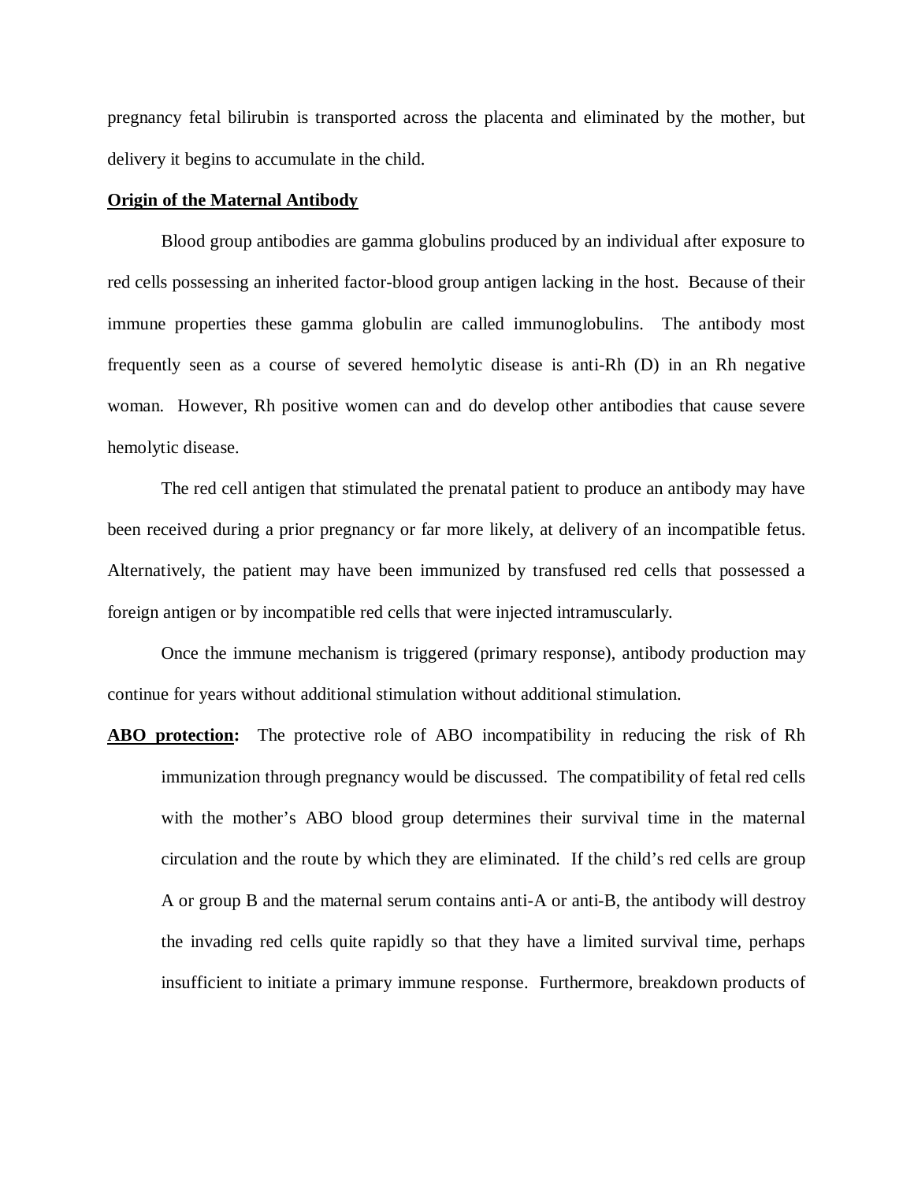pregnancy fetal bilirubin is transported across the placenta and eliminated by the mother, but delivery it begins to accumulate in the child.

**Origin of the Maternal Antibody**

Blood group antibodies are gamma globulins produced by an individual after exposure to red cells possessing an inherited factor-blood group antigen lacking in the host. Because of their immune properties these gamma globulin are called immunoglobulins. The antibody most frequently seen as a course of severed hemolytic disease is anti-Rh (D) in an Rh negative woman. However, Rh positive women can and do develop other antibodies that cause severe hemolytic disease.

The red cell antigen that stimulated the prenatal patient to produce an antibody may have been received during a prior pregnancy or far more likely, at delivery of an incompatible fetus. Alternatively, the patient may have been immunized by transfused red cells that possessed a foreign antigen or by incompatible red cells that were injected intramuscularly.

Once the immune mechanism is triggered (primary response), antibody production may continue for years without additional stimulation without additional stimulation.

**ABO protection:** The protective role of ABO incompatibility in reducing the risk of Rh immunization through pregnancy would be discussed. The compatibility of fetal red cells with the mother's ABO blood group determines their survival time in the maternal circulation and the route by which they are eliminated. If the child's red cells are group A or group B and the maternal serum contains anti-A or anti-B, the antibody will destroy the invading red cells quite rapidly so that they have a limited survival time, perhaps insufficient to initiate a primary immune response. Furthermore, breakdown products of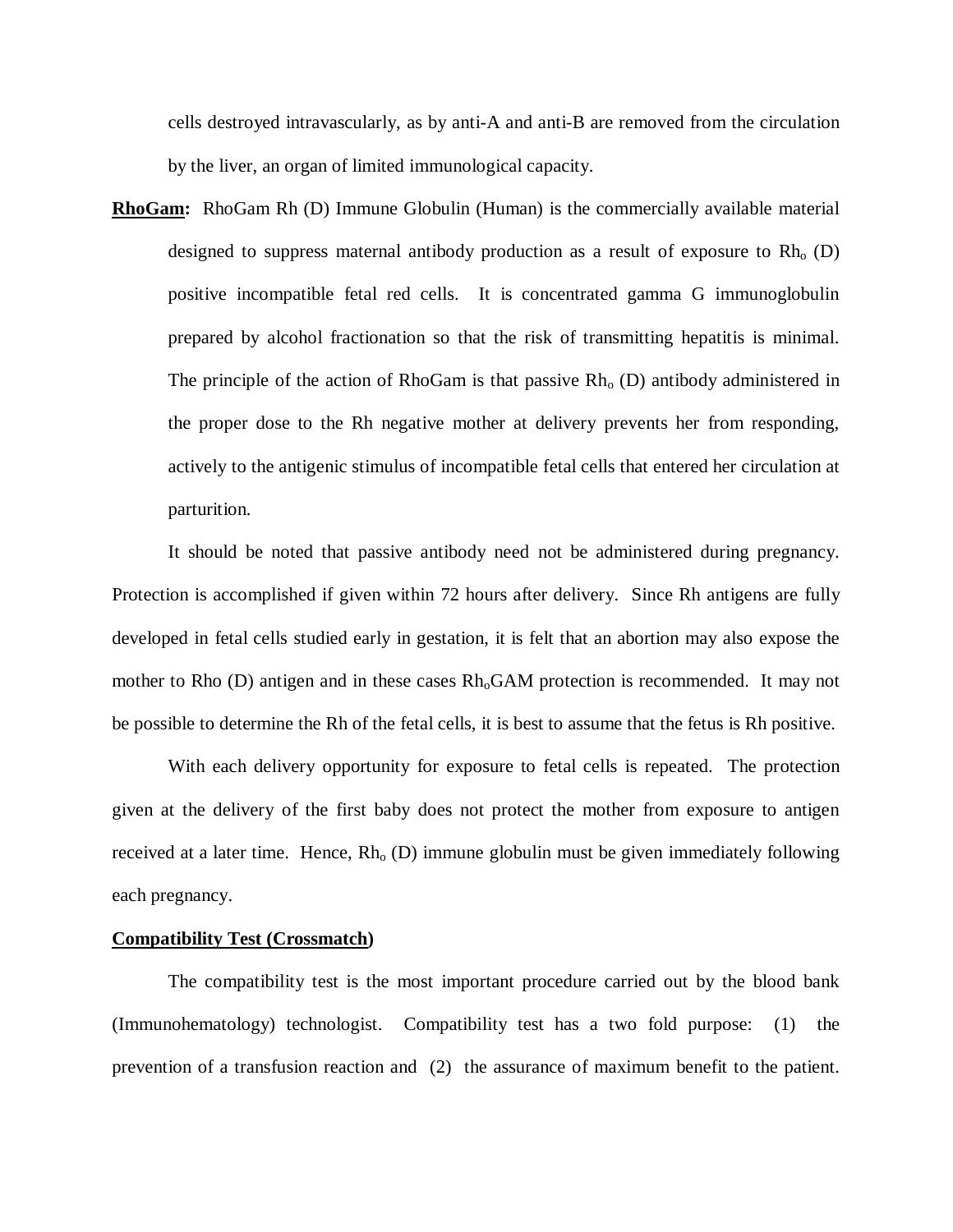cells destroyed intravascularly, as by anti-A and anti-B are removed from the circulation by the liver, an organ of limited immunological capacity.

**RhoGam:** RhoGam Rh (D) Immune Globulin (Human) is the commercially available material designed to suppress maternal antibody production as a result of exposure to $Rh_o$ (D) positive incompatible fetal red cells. It is concentrated gamma G immunoglobulin prepared by alcohol fractionation so that the risk of transmitting hepatitis is minimal. The principle of the action of RhoGam is that passive $Rh_o$ (D) antibody administered in the proper dose to the Rh negative mother at delivery prevents her from responding, actively to the antigenic stimulus of incompatible fetal cells that entered her circulation at parturition.

It should be noted that passive antibody need not be administered during pregnancy. Protection is accomplished if given within 72 hours after delivery. Since Rh antigens are fully developed in fetal cells studied early in gestation, it is felt that an abortion may also expose the mother to Rho (D) antigen and in these cases $Rh_o$GAM protection is recommended. It may not be possible to determine the Rh of the fetal cells, it is best to assume that the fetus is Rh positive.

With each delivery opportunity for exposure to fetal cells is repeated. The protection given at the delivery of the first baby does not protect the mother from exposure to antigen received at a later time. Hence, $Rh_o$ (D) immune globulin must be given immediately following each pregnancy.

**Compatibility Test (Crossmatch)**

The compatibility test is the most important procedure carried out by the blood bank (Immunohematology) technologist. Compatibility test has a two fold purpose: (1) the prevention of a transfusion reaction and (2) the assurance of maximum benefit to the patient.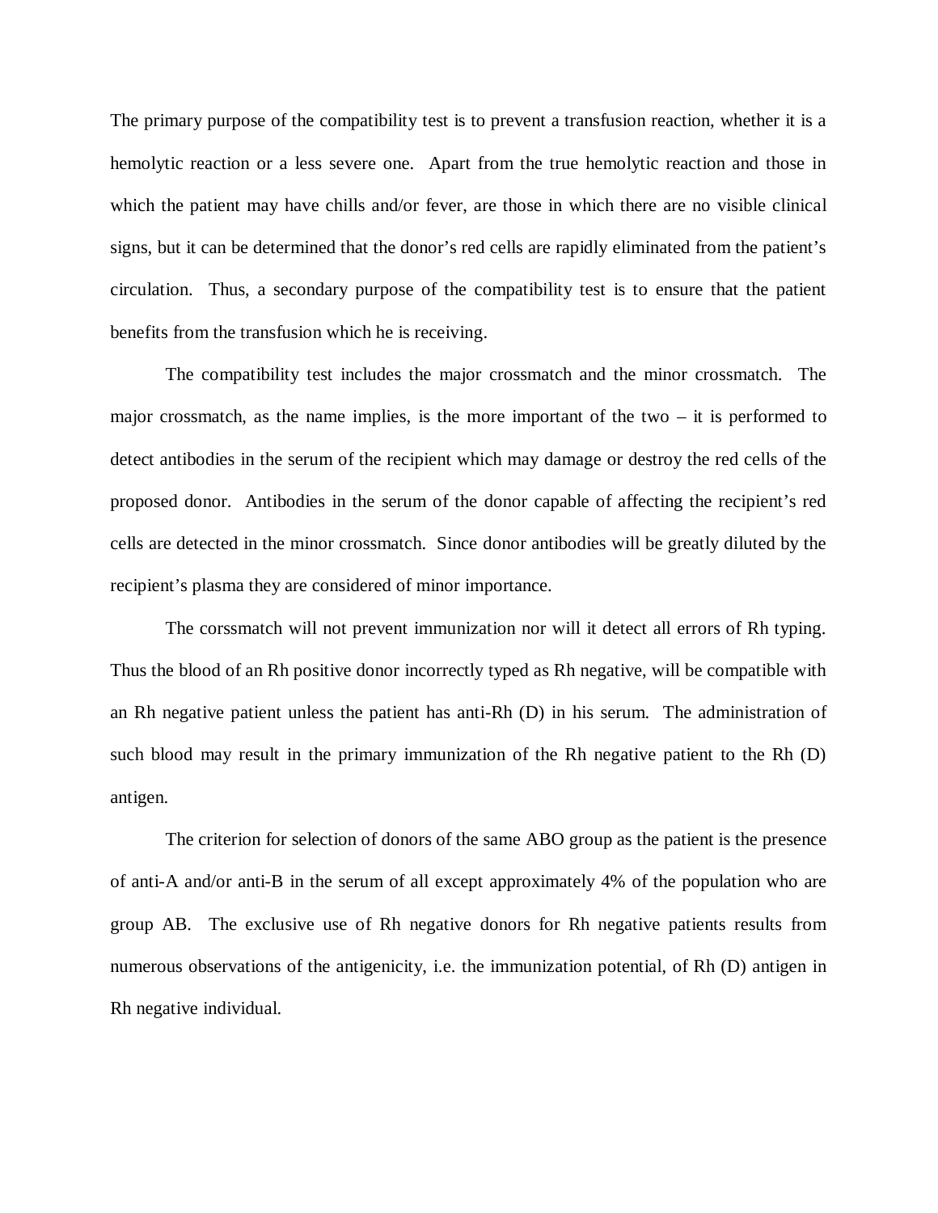The primary purpose of the compatibility test is to prevent a transfusion reaction, whether it is a hemolytic reaction or a less severe one. Apart from the true hemolytic reaction and those in which the patient may have chills and/or fever, are those in which there are no visible clinical signs, but it can be determined that the donor's red cells are rapidly eliminated from the patient's circulation. Thus, a secondary purpose of the compatibility test is to ensure that the patient benefits from the transfusion which he is receiving.

The compatibility test includes the major crossmatch and the minor crossmatch. The major crossmatch, as the name implies, is the more important of the two – it is performed to detect antibodies in the serum of the recipient which may damage or destroy the red cells of the proposed donor. Antibodies in the serum of the donor capable of affecting the recipient's red cells are detected in the minor crossmatch. Since donor antibodies will be greatly diluted by the recipient's plasma they are considered of minor importance.

The corssmatch will not prevent immunization nor will it detect all errors of Rh typing. Thus the blood of an Rh positive donor incorrectly typed as Rh negative, will be compatible with an Rh negative patient unless the patient has anti-Rh (D) in his serum. The administration of such blood may result in the primary immunization of the Rh negative patient to the Rh (D) antigen.

The criterion for selection of donors of the same ABO group as the patient is the presence of anti-A and/or anti-B in the serum of all except approximately 4% of the population who are group AB. The exclusive use of Rh negative donors for Rh negative patients results from numerous observations of the antigenicity, i.e. the immunization potential, of Rh (D) antigen in Rh negative individual.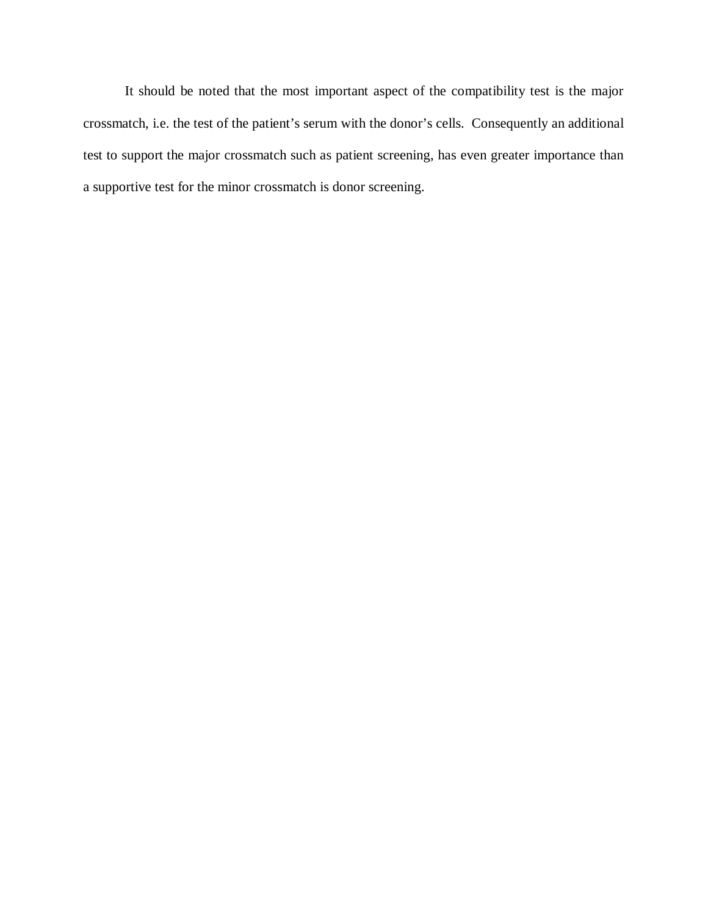It should be noted that the most important aspect of the compatibility test is the major crossmatch, i.e. the test of the patient's serum with the donor's cells. Consequently an additional test to support the major crossmatch such as patient screening, has even greater importance than a supportive test for the minor crossmatch is donor screening.